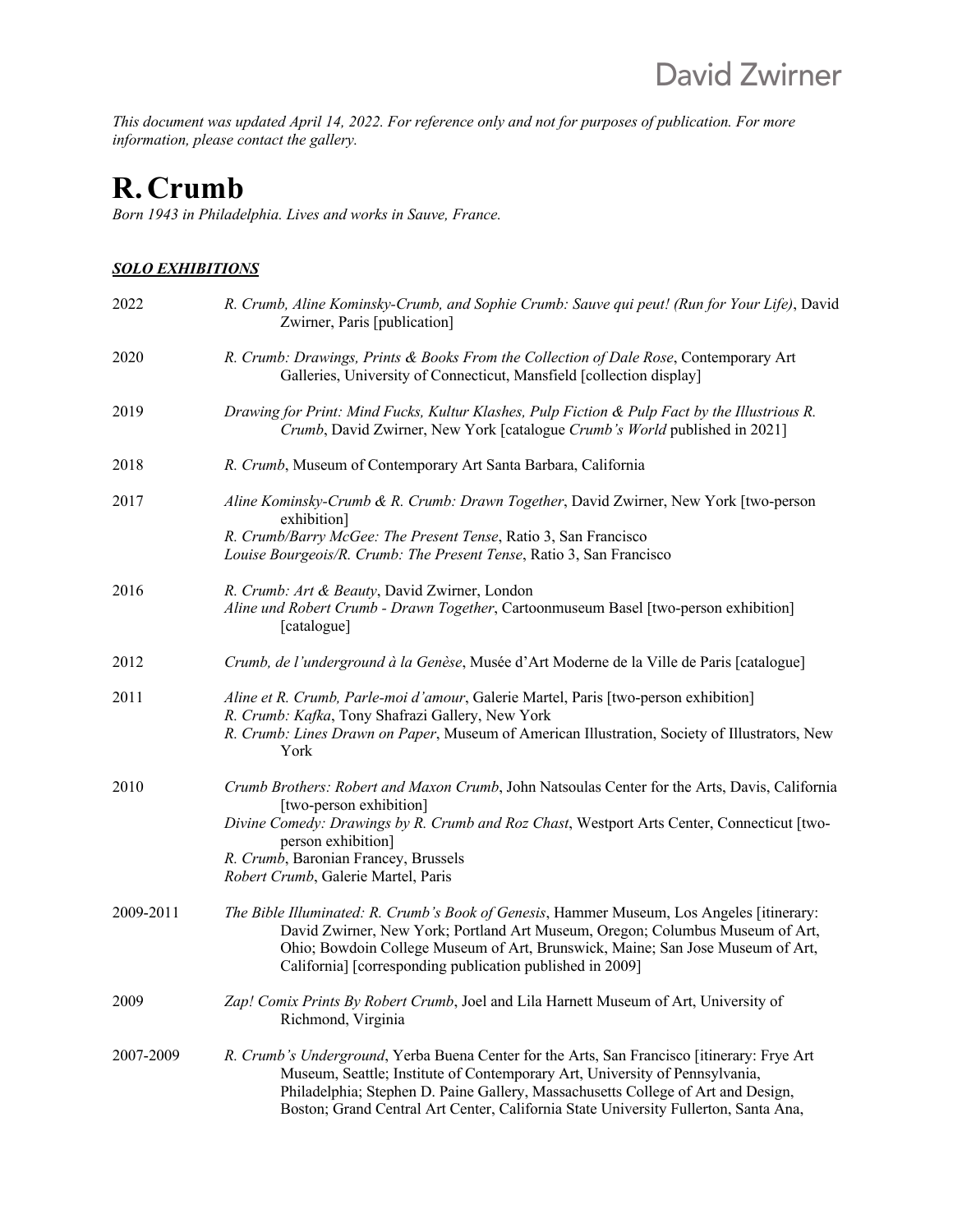*This document was updated April 14, 2022. For reference only and not for purposes of publication. For more information, please contact the gallery.*

# R. Crumb

*Born 1943 in Philadelphia. Lives and works in Sauve, France.*

## ***SOLO EXHIBITIONS***

2022 *R. Crumb, Aline Kominsky-Crumb, and Sophie Crumb: Sauve qui peut! (Run for Your Life)*, David Zwirner, Paris [publication]

2020 *R. Crumb: Drawings, Prints & Books From the Collection of Dale Rose*, Contemporary Art Galleries, University of Connecticut, Mansfield [collection display]

2019 *Drawing for Print: Mind Fucks, Kultur Klashes, Pulp Fiction & Pulp Fact by the Illustrious R. Crumb*, David Zwirner, New York [catalogue *Crumb's World* published in 2021]

2018 *R. Crumb*, Museum of Contemporary Art Santa Barbara, California

2017 *Aline Kominsky-Crumb & R. Crumb: Drawn Together*, David Zwirner, New York [two-person exhibition]
*R. Crumb/Barry McGee: The Present Tense*, Ratio 3, San Francisco
*Louise Bourgeois/R. Crumb: The Present Tense*, Ratio 3, San Francisco

2016 *R. Crumb: Art & Beauty*, David Zwirner, London
*Aline und Robert Crumb - Drawn Together*, Cartoonmuseum Basel [two-person exhibition] [catalogue]

2012 *Crumb, de l'underground à la Genèse*, Musée d'Art Moderne de la Ville de Paris [catalogue]

2011 *Aline et R. Crumb, Parle-moi d'amour*, Galerie Martel, Paris [two-person exhibition]
*R. Crumb: Kafka*, Tony Shafrazi Gallery, New York
*R. Crumb: Lines Drawn on Paper*, Museum of American Illustration, Society of Illustrators, New York

2010 *Crumb Brothers: Robert and Maxon Crumb*, John Natsoulas Center for the Arts, Davis, California [two-person exhibition]
*Divine Comedy: Drawings by R. Crumb and Roz Chast*, Westport Arts Center, Connecticut [two-person exhibition]
*R. Crumb*, Baronian Francey, Brussels
*Robert Crumb*, Galerie Martel, Paris

2009-2011 *The Bible Illuminated: R. Crumb's Book of Genesis*, Hammer Museum, Los Angeles [itinerary: David Zwirner, New York; Portland Art Museum, Oregon; Columbus Museum of Art, Ohio; Bowdoin College Museum of Art, Brunswick, Maine; San Jose Museum of Art, California] [corresponding publication published in 2009]

2009 *Zap! Comix Prints By Robert Crumb*, Joel and Lila Harnett Museum of Art, University of Richmond, Virginia

2007-2009 *R. Crumb's Underground*, Yerba Buena Center for the Arts, San Francisco [itinerary: Frye Art Museum, Seattle; Institute of Contemporary Art, University of Pennsylvania, Philadelphia; Stephen D. Paine Gallery, Massachusetts College of Art and Design, Boston; Grand Central Art Center, California State University Fullerton, Santa Ana,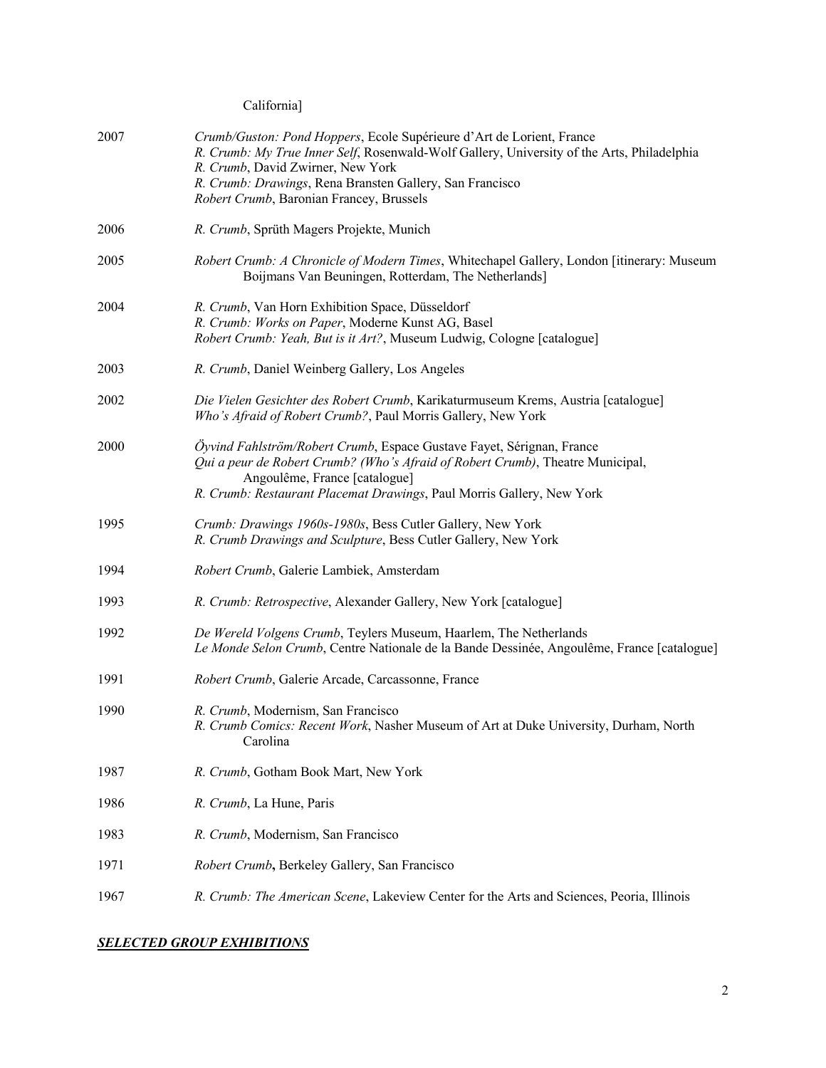California]

2007 *Crumb/Guston: Pond Hoppers*, Ecole Supérieure d'Art de Lorient, France
*R. Crumb: My True Inner Self*, Rosenwald-Wolf Gallery, University of the Arts, Philadelphia
*R. Crumb*, David Zwirner, New York
*R. Crumb: Drawings*, Rena Bransten Gallery, San Francisco
*Robert Crumb*, Baronian Francey, Brussels

2006 *R. Crumb*, Sprüth Magers Projekte, Munich

2005 *Robert Crumb: A Chronicle of Modern Times*, Whitechapel Gallery, London [itinerary: Museum Boijmans Van Beuningen, Rotterdam, The Netherlands]

2004 *R. Crumb*, Van Horn Exhibition Space, Düsseldorf
*R. Crumb: Works on Paper*, Moderne Kunst AG, Basel
*Robert Crumb: Yeah, But is it Art?*, Museum Ludwig, Cologne [catalogue]

2003 *R. Crumb*, Daniel Weinberg Gallery, Los Angeles

2002 *Die Vielen Gesichter des Robert Crumb*, Karikaturmuseum Krems, Austria [catalogue]
*Who's Afraid of Robert Crumb?*, Paul Morris Gallery, New York

2000 *Öyvind Fahlström/Robert Crumb*, Espace Gustave Fayet, Sérignan, France
*Qui a peur de Robert Crumb? (Who's Afraid of Robert Crumb)*, Theatre Municipal, Angoulême, France [catalogue]
*R. Crumb: Restaurant Placemat Drawings*, Paul Morris Gallery, New York

1995 *Crumb: Drawings 1960s-1980s*, Bess Cutler Gallery, New York
*R. Crumb Drawings and Sculpture*, Bess Cutler Gallery, New York

1994 *Robert Crumb*, Galerie Lambiek, Amsterdam

1993 *R. Crumb: Retrospective*, Alexander Gallery, New York [catalogue]

1992 *De Wereld Volgens Crumb*, Teylers Museum, Haarlem, The Netherlands
*Le Monde Selon Crumb*, Centre Nationale de la Bande Dessinée, Angoulême, France [catalogue]

1991 *Robert Crumb*, Galerie Arcade, Carcassonne, France

1990 *R. Crumb*, Modernism, San Francisco
*R. Crumb Comics: Recent Work*, Nasher Museum of Art at Duke University, Durham, North Carolina

1987 *R. Crumb*, Gotham Book Mart, New York

1986 *R. Crumb*, La Hune, Paris

1983 *R. Crumb*, Modernism, San Francisco

1971 *Robert Crumb***,** Berkeley Gallery, San Francisco

1967 *R. Crumb: The American Scene*, Lakeview Center for the Arts and Sciences, Peoria, Illinois

## ***SELECTED GROUP EXHIBITIONS***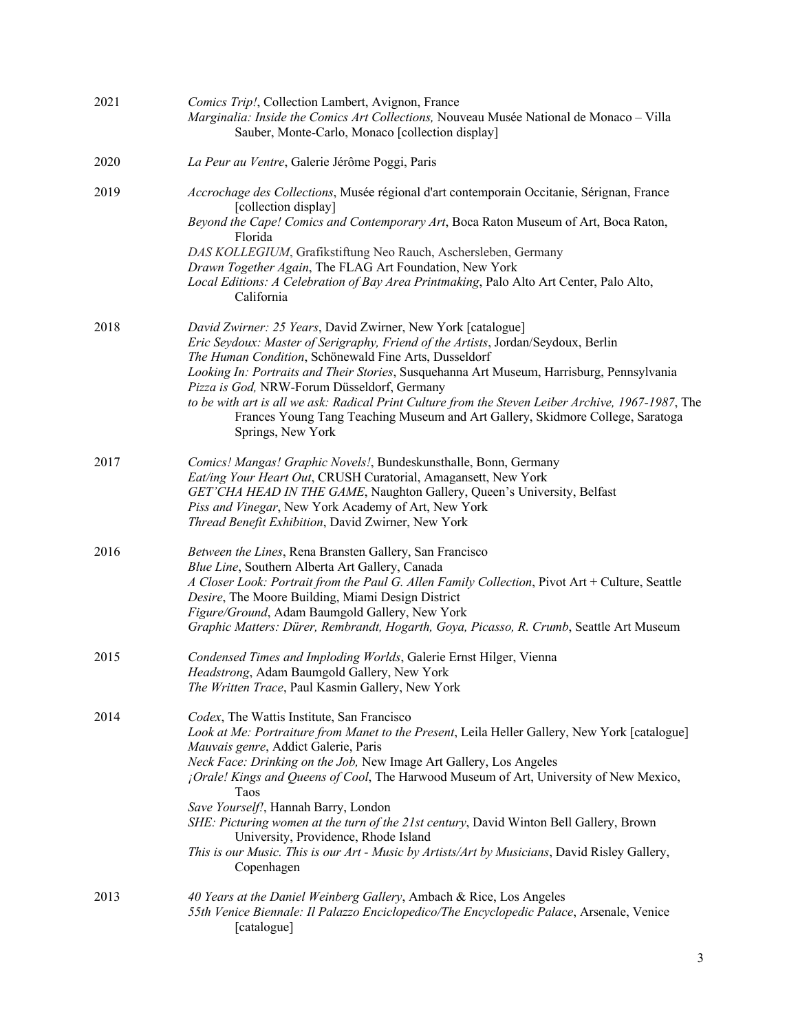**2021**

*Comics Trip!*, Collection Lambert, Avignon, France
*Marginalia: Inside the Comics Art Collections,* Nouveau Musée National de Monaco – Villa Sauber, Monte-Carlo, Monaco [collection display]

**2020**

*La Peur au Ventre*, Galerie Jérôme Poggi, Paris

**2019**

*Accrochage des Collections*, Musée régional d'art contemporain Occitanie, Sérignan, France [collection display]
*Beyond the Cape! Comics and Contemporary Art*, Boca Raton Museum of Art, Boca Raton, Florida
*DAS KOLLEGIUM*, Grafikstiftung Neo Rauch, Aschersleben, Germany
*Drawn Together Again*, The FLAG Art Foundation, New York
*Local Editions: A Celebration of Bay Area Printmaking*, Palo Alto Art Center, Palo Alto, California

**2018**

*David Zwirner: 25 Years*, David Zwirner, New York [catalogue]
*Eric Seydoux: Master of Serigraphy, Friend of the Artists*, Jordan/Seydoux, Berlin
*The Human Condition*, Schönewald Fine Arts, Dusseldorf
*Looking In: Portraits and Their Stories*, Susquehanna Art Museum, Harrisburg, Pennsylvania
*Pizza is God,* NRW-Forum Düsseldorf, Germany
*to be with art is all we ask: Radical Print Culture from the Steven Leiber Archive, 1967-1987*, The Frances Young Tang Teaching Museum and Art Gallery, Skidmore College, Saratoga Springs, New York

**2017**

*Comics! Mangas! Graphic Novels!*, Bundeskunsthalle, Bonn, Germany
*Eat/ing Your Heart Out*, CRUSH Curatorial, Amagansett, New York
*GET'CHA HEAD IN THE GAME*, Naughton Gallery, Queen's University, Belfast
*Piss and Vinegar*, New York Academy of Art, New York
*Thread Benefit Exhibition*, David Zwirner, New York

**2016**

*Between the Lines*, Rena Bransten Gallery, San Francisco
*Blue Line*, Southern Alberta Art Gallery, Canada
*A Closer Look: Portrait from the Paul G. Allen Family Collection*, Pivot Art + Culture, Seattle
*Desire*, The Moore Building, Miami Design District
*Figure/Ground*, Adam Baumgold Gallery, New York
*Graphic Matters: Dürer, Rembrandt, Hogarth, Goya, Picasso, R. Crumb*, Seattle Art Museum

**2015**

*Condensed Times and Imploding Worlds*, Galerie Ernst Hilger, Vienna
*Headstrong*, Adam Baumgold Gallery, New York
*The Written Trace*, Paul Kasmin Gallery, New York

**2014**

*Codex*, The Wattis Institute, San Francisco
*Look at Me: Portraiture from Manet to the Present*, Leila Heller Gallery, New York [catalogue]
*Mauvais genre*, Addict Galerie, Paris
*Neck Face: Drinking on the Job,* New Image Art Gallery, Los Angeles
*¡Orale! Kings and Queens of Cool*, The Harwood Museum of Art, University of New Mexico, Taos
*Save Yourself!*, Hannah Barry, London
*SHE: Picturing women at the turn of the 21st century*, David Winton Bell Gallery, Brown University, Providence, Rhode Island
*This is our Music. This is our Art - Music by Artists/Art by Musicians*, David Risley Gallery, Copenhagen

**2013**

*40 Years at the Daniel Weinberg Gallery*, Ambach & Rice, Los Angeles
*55th Venice Biennale: Il Palazzo Enciclopedico/The Encyclopedic Palace*, Arsenale, Venice [catalogue]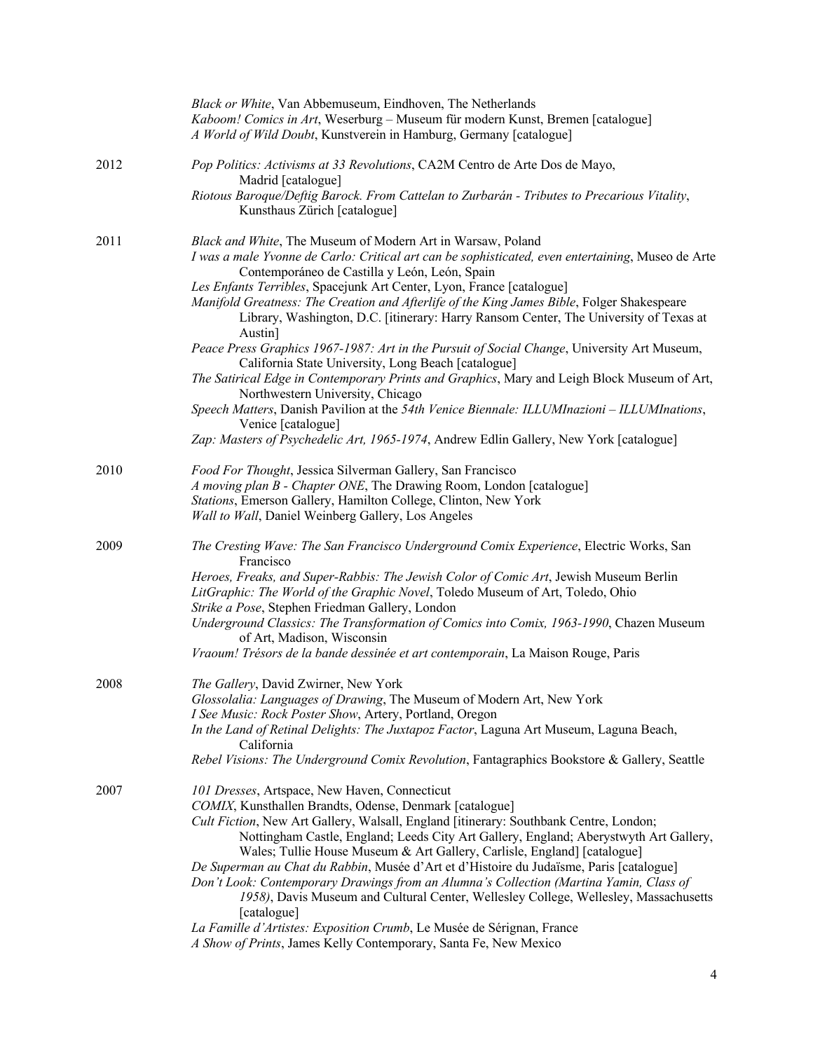*Black or White*, Van Abbemuseum, Eindhoven, The Netherlands
*Kaboom! Comics in Art*, Weserburg – Museum für modern Kunst, Bremen [catalogue]
*A World of Wild Doubt*, Kunstverein in Hamburg, Germany [catalogue]

2012

*Pop Politics: Activisms at 33 Revolutions*, CA2M Centro de Arte Dos de Mayo, Madrid [catalogue]
*Riotous Baroque/Deftig Barock. From Cattelan to Zurbarán - Tributes to Precarious Vitality*, Kunsthaus Zürich [catalogue]

2011

*Black and White*, The Museum of Modern Art in Warsaw, Poland
*I was a male Yvonne de Carlo: Critical art can be sophisticated, even entertaining*, Museo de Arte Contemporáneo de Castilla y León, León, Spain
*Les Enfants Terribles*, Spacejunk Art Center, Lyon, France [catalogue]
*Manifold Greatness: The Creation and Afterlife of the King James Bible*, Folger Shakespeare Library, Washington, D.C. [itinerary: Harry Ransom Center, The University of Texas at Austin]
*Peace Press Graphics 1967-1987: Art in the Pursuit of Social Change*, University Art Museum, California State University, Long Beach [catalogue]
*The Satirical Edge in Contemporary Prints and Graphics*, Mary and Leigh Block Museum of Art, Northwestern University, Chicago
*Speech Matters*, Danish Pavilion at the *54th Venice Biennale: ILLUMInazioni – ILLUMInations*, Venice [catalogue]
*Zap: Masters of Psychedelic Art, 1965-1974*, Andrew Edlin Gallery, New York [catalogue]

2010

*Food For Thought*, Jessica Silverman Gallery, San Francisco
*A moving plan B - Chapter ONE*, The Drawing Room, London [catalogue]
*Stations*, Emerson Gallery, Hamilton College, Clinton, New York
*Wall to Wall*, Daniel Weinberg Gallery, Los Angeles

2009

*The Cresting Wave: The San Francisco Underground Comix Experience*, Electric Works, San Francisco
*Heroes, Freaks, and Super-Rabbis: The Jewish Color of Comic Art*, Jewish Museum Berlin
*LitGraphic: The World of the Graphic Novel*, Toledo Museum of Art, Toledo, Ohio
*Strike a Pose*, Stephen Friedman Gallery, London
*Underground Classics: The Transformation of Comics into Comix, 1963-1990*, Chazen Museum of Art, Madison, Wisconsin
*Vraoum! Trésors de la bande dessinée et art contemporain*, La Maison Rouge, Paris

2008

*The Gallery*, David Zwirner, New York
*Glossolalia: Languages of Drawing*, The Museum of Modern Art, New York
*I See Music: Rock Poster Show*, Artery, Portland, Oregon
*In the Land of Retinal Delights: The Juxtapoz Factor*, Laguna Art Museum, Laguna Beach, California
*Rebel Visions: The Underground Comix Revolution*, Fantagraphics Bookstore & Gallery, Seattle

2007

*101 Dresses*, Artspace, New Haven, Connecticut
*COMIX*, Kunsthallen Brandts, Odense, Denmark [catalogue]
*Cult Fiction*, New Art Gallery, Walsall, England [itinerary: Southbank Centre, London; Nottingham Castle, England; Leeds City Art Gallery, England; Aberystwyth Art Gallery, Wales; Tullie House Museum & Art Gallery, Carlisle, England] [catalogue]
*De Superman au Chat du Rabbin*, Musée d'Art et d'Histoire du Judaïsme, Paris [catalogue]
*Don't Look: Contemporary Drawings from an Alumna's Collection (Martina Yamin, Class of 1958)*, Davis Museum and Cultural Center, Wellesley College, Wellesley, Massachusetts [catalogue]
*La Famille d'Artistes: Exposition Crumb*, Le Musée de Sérignan, France
*A Show of Prints*, James Kelly Contemporary, Santa Fe, New Mexico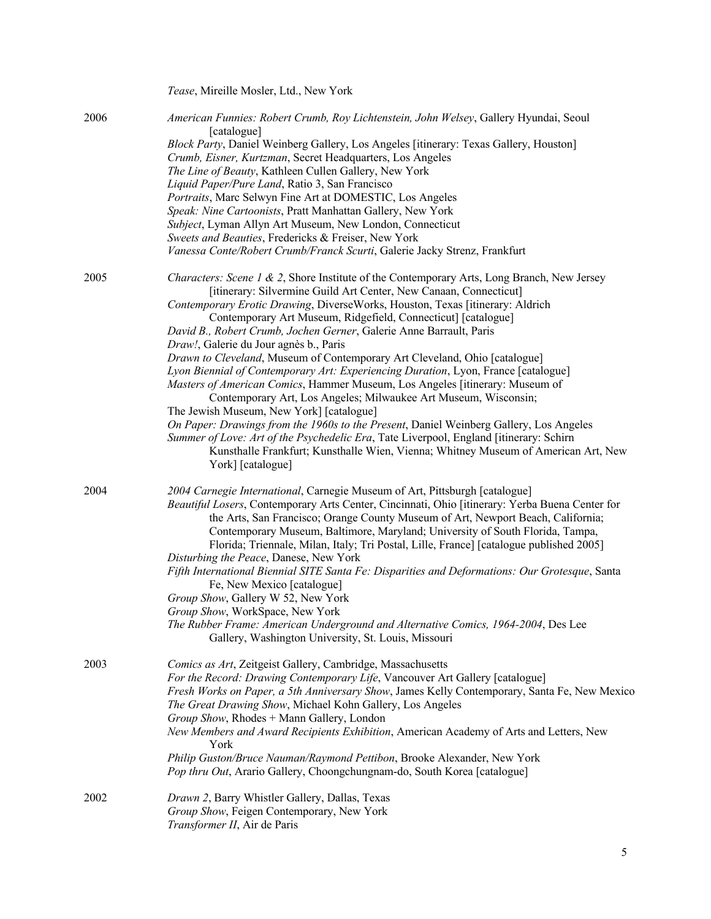*Tease*, Mireille Mosler, Ltd., New York

2006
*American Funnies: Robert Crumb, Roy Lichtenstein, John Welsey*, Gallery Hyundai, Seoul [catalogue]
*Block Party*, Daniel Weinberg Gallery, Los Angeles [itinerary: Texas Gallery, Houston]
*Crumb, Eisner, Kurtzman*, Secret Headquarters, Los Angeles
*The Line of Beauty*, Kathleen Cullen Gallery, New York
*Liquid Paper/Pure Land*, Ratio 3, San Francisco
*Portraits*, Marc Selwyn Fine Art at DOMESTIC, Los Angeles
*Speak: Nine Cartoonists*, Pratt Manhattan Gallery, New York
*Subject*, Lyman Allyn Art Museum, New London, Connecticut
*Sweets and Beauties*, Fredericks & Freiser, New York
*Vanessa Conte/Robert Crumb/Franck Scurti*, Galerie Jacky Strenz, Frankfurt

2005
*Characters: Scene 1 & 2*, Shore Institute of the Contemporary Arts, Long Branch, New Jersey [itinerary: Silvermine Guild Art Center, New Canaan, Connecticut]
*Contemporary Erotic Drawing*, DiverseWorks, Houston, Texas [itinerary: Aldrich Contemporary Art Museum, Ridgefield, Connecticut] [catalogue]
*David B., Robert Crumb, Jochen Gerner*, Galerie Anne Barrault, Paris
*Draw!*, Galerie du Jour agnès b., Paris
*Drawn to Cleveland*, Museum of Contemporary Art Cleveland, Ohio [catalogue]
*Lyon Biennial of Contemporary Art: Experiencing Duration*, Lyon, France [catalogue]
*Masters of American Comics*, Hammer Museum, Los Angeles [itinerary: Museum of Contemporary Art, Los Angeles; Milwaukee Art Museum, Wisconsin; The Jewish Museum, New York] [catalogue]
*On Paper: Drawings from the 1960s to the Present*, Daniel Weinberg Gallery, Los Angeles
*Summer of Love: Art of the Psychedelic Era*, Tate Liverpool, England [itinerary: Schirn Kunsthalle Frankfurt; Kunsthalle Wien, Vienna; Whitney Museum of American Art, New York] [catalogue]

2004
*2004 Carnegie International*, Carnegie Museum of Art, Pittsburgh [catalogue]
*Beautiful Losers*, Contemporary Arts Center, Cincinnati, Ohio [itinerary: Yerba Buena Center for the Arts, San Francisco; Orange County Museum of Art, Newport Beach, California; Contemporary Museum, Baltimore, Maryland; University of South Florida, Tampa, Florida; Triennale, Milan, Italy; Tri Postal, Lille, France] [catalogue published 2005]
*Disturbing the Peace*, Danese, New York
*Fifth International Biennial SITE Santa Fe: Disparities and Deformations: Our Grotesque*, Santa Fe, New Mexico [catalogue]
*Group Show*, Gallery W 52, New York
*Group Show*, WorkSpace, New York
*The Rubber Frame: American Underground and Alternative Comics, 1964-2004*, Des Lee Gallery, Washington University, St. Louis, Missouri

2003
*Comics as Art*, Zeitgeist Gallery, Cambridge, Massachusetts
*For the Record: Drawing Contemporary Life*, Vancouver Art Gallery [catalogue]
*Fresh Works on Paper, a 5th Anniversary Show*, James Kelly Contemporary, Santa Fe, New Mexico
*The Great Drawing Show*, Michael Kohn Gallery, Los Angeles
*Group Show*, Rhodes + Mann Gallery, London
*New Members and Award Recipients Exhibition*, American Academy of Arts and Letters, New York
*Philip Guston/Bruce Nauman/Raymond Pettibon*, Brooke Alexander, New York
*Pop thru Out*, Arario Gallery, Choongchungnam-do, South Korea [catalogue]

2002
*Drawn 2*, Barry Whistler Gallery, Dallas, Texas
*Group Show*, Feigen Contemporary, New York
*Transformer II*, Air de Paris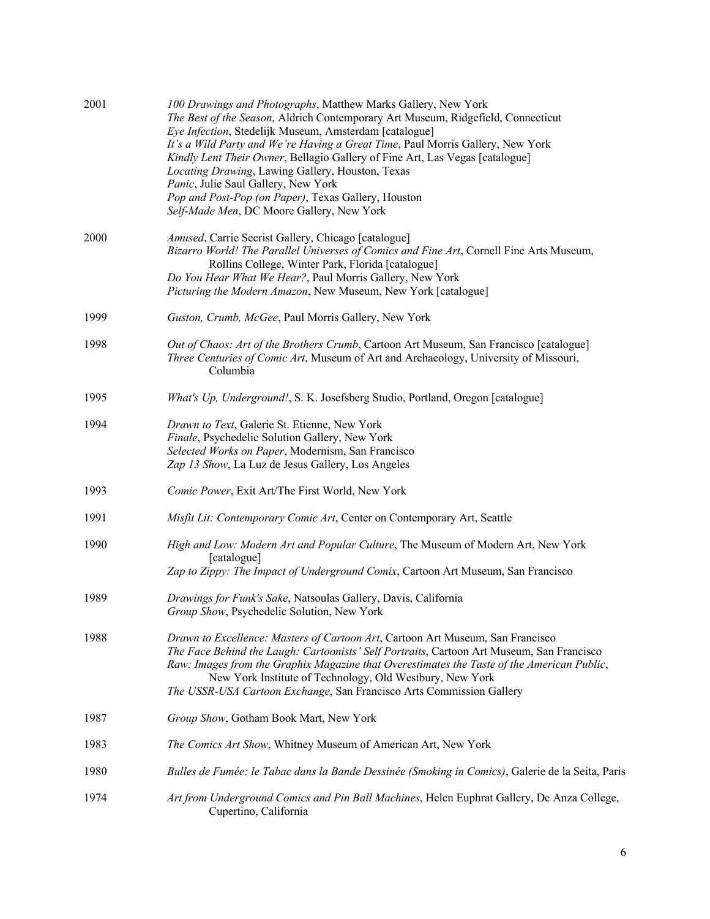2001 *100 Drawings and Photographs*, Matthew Marks Gallery, New York
*The Best of the Season*, Aldrich Contemporary Art Museum, Ridgefield, Connecticut
*Eye Infection*, Stedelijk Museum, Amsterdam [catalogue]
*It's a Wild Party and We're Having a Great Time*, Paul Morris Gallery, New York
*Kindly Lent Their Owner*, Bellagio Gallery of Fine Art, Las Vegas [catalogue]
*Locating Drawing*, Lawing Gallery, Houston, Texas
*Panic*, Julie Saul Gallery, New York
*Pop and Post-Pop (on Paper)*, Texas Gallery, Houston
*Self-Made Men*, DC Moore Gallery, New York

2000 *Amused*, Carrie Secrist Gallery, Chicago [catalogue]
*Bizarro World! The Parallel Universes of Comics and Fine Art*, Cornell Fine Arts Museum, Rollins College, Winter Park, Florida [catalogue]
*Do You Hear What We Hear?*, Paul Morris Gallery, New York
*Picturing the Modern Amazon*, New Museum, New York [catalogue]

1999 *Guston, Crumb, McGee*, Paul Morris Gallery, New York

1998 *Out of Chaos: Art of the Brothers Crumb*, Cartoon Art Museum, San Francisco [catalogue]
*Three Centuries of Comic Art*, Museum of Art and Archaeology, University of Missouri, Columbia

1995 *What's Up, Underground!*, S. K. Josefsberg Studio, Portland, Oregon [catalogue]

1994 *Drawn to Text*, Galerie St. Etienne, New York
*Finale*, Psychedelic Solution Gallery, New York
*Selected Works on Paper*, Modernism, San Francisco
*Zap 13 Show*, La Luz de Jesus Gallery, Los Angeles

1993 *Comic Power*, Exit Art/The First World, New York

1991 *Misfit Lit: Contemporary Comic Art*, Center on Contemporary Art, Seattle

1990 *High and Low: Modern Art and Popular Culture*, The Museum of Modern Art, New York [catalogue]
*Zap to Zippy: The Impact of Underground Comix*, Cartoon Art Museum, San Francisco

1989 *Drawings for Funk's Sake*, Natsoulas Gallery, Davis, California
*Group Show*, Psychedelic Solution, New York

1988 *Drawn to Excellence: Masters of Cartoon Art*, Cartoon Art Museum, San Francisco
*The Face Behind the Laugh: Cartoonists' Self Portraits*, Cartoon Art Museum, San Francisco
*Raw: Images from the Graphix Magazine that Overestimates the Taste of the American Public*, New York Institute of Technology, Old Westbury, New York
*The USSR-USA Cartoon Exchange*, San Francisco Arts Commission Gallery

1987 *Group Show*, Gotham Book Mart, New York

1983 *The Comics Art Show*, Whitney Museum of American Art, New York

1980 *Bulles de Fumée: le Tabac dans la Bande Dessinée (Smoking in Comics)*, Galerie de la Seita, Paris

1974 *Art from Underground Comics and Pin Ball Machines*, Helen Euphrat Gallery, De Anza College, Cupertino, California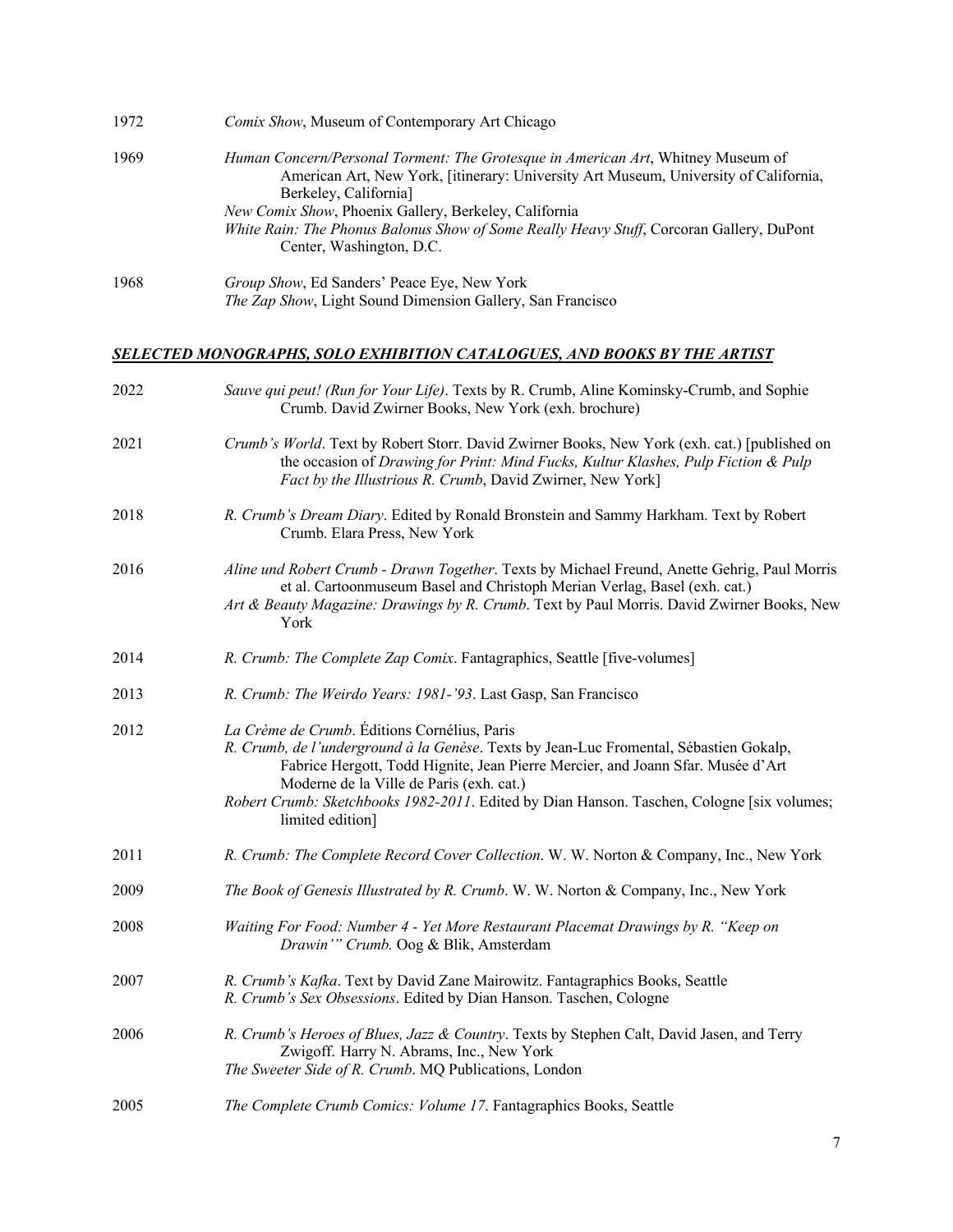1972 *Comix Show*, Museum of Contemporary Art Chicago

1969 *Human Concern/Personal Torment: The Grotesque in American Art*, Whitney Museum of American Art, New York, [itinerary: University Art Museum, University of California, Berkeley, California]
*New Comix Show*, Phoenix Gallery, Berkeley, California
*White Rain: The Phonus Balonus Show of Some Really Heavy Stuff*, Corcoran Gallery, DuPont Center, Washington, D.C.

1968 *Group Show*, Ed Sanders' Peace Eye, New York
*The Zap Show*, Light Sound Dimension Gallery, San Francisco

## ***SELECTED MONOGRAPHS, SOLO EXHIBITION CATALOGUES, AND BOOKS BY THE ARTIST***

2022 *Sauve qui peut! (Run for Your Life)*. Texts by R. Crumb, Aline Kominsky-Crumb, and Sophie Crumb. David Zwirner Books, New York (exh. brochure)

2021 *Crumb's World*. Text by Robert Storr. David Zwirner Books, New York (exh. cat.) [published on the occasion of *Drawing for Print: Mind Fucks, Kultur Klashes, Pulp Fiction & Pulp Fact by the Illustrious R. Crumb*, David Zwirner, New York]

2018 *R. Crumb's Dream Diary*. Edited by Ronald Bronstein and Sammy Harkham. Text by Robert Crumb. Elara Press, New York

2016 *Aline und Robert Crumb - Drawn Together*. Texts by Michael Freund, Anette Gehrig, Paul Morris et al. Cartoonmuseum Basel and Christoph Merian Verlag, Basel (exh. cat.)
*Art & Beauty Magazine: Drawings by R. Crumb*. Text by Paul Morris. David Zwirner Books, New York

2014 *R. Crumb: The Complete Zap Comix*. Fantagraphics, Seattle [five-volumes]

2013 *R. Crumb: The Weirdo Years: 1981-'93*. Last Gasp, San Francisco

2012 *La Crème de Crumb*. Éditions Cornélius, Paris
*R. Crumb, de l'underground à la Genèse*. Texts by Jean-Luc Fromental, Sébastien Gokalp, Fabrice Hergott, Todd Hignite, Jean Pierre Mercier, and Joann Sfar. Musée d'Art Moderne de la Ville de Paris (exh. cat.)
*Robert Crumb: Sketchbooks 1982-2011*. Edited by Dian Hanson. Taschen, Cologne [six volumes; limited edition]

2011 *R. Crumb: The Complete Record Cover Collection*. W. W. Norton & Company, Inc., New York

2009 *The Book of Genesis Illustrated by R. Crumb*. W. W. Norton & Company, Inc., New York

2008 *Waiting For Food: Number 4 - Yet More Restaurant Placemat Drawings by R. "Keep on Drawin'" Crumb.* Oog & Blik, Amsterdam

2007 *R. Crumb's Kafka*. Text by David Zane Mairowitz. Fantagraphics Books, Seattle
*R. Crumb's Sex Obsessions*. Edited by Dian Hanson. Taschen, Cologne

2006 *R. Crumb's Heroes of Blues, Jazz & Country*. Texts by Stephen Calt, David Jasen, and Terry Zwigoff. Harry N. Abrams, Inc., New York
*The Sweeter Side of R. Crumb*. MQ Publications, London

2005 *The Complete Crumb Comics: Volume 17*. Fantagraphics Books, Seattle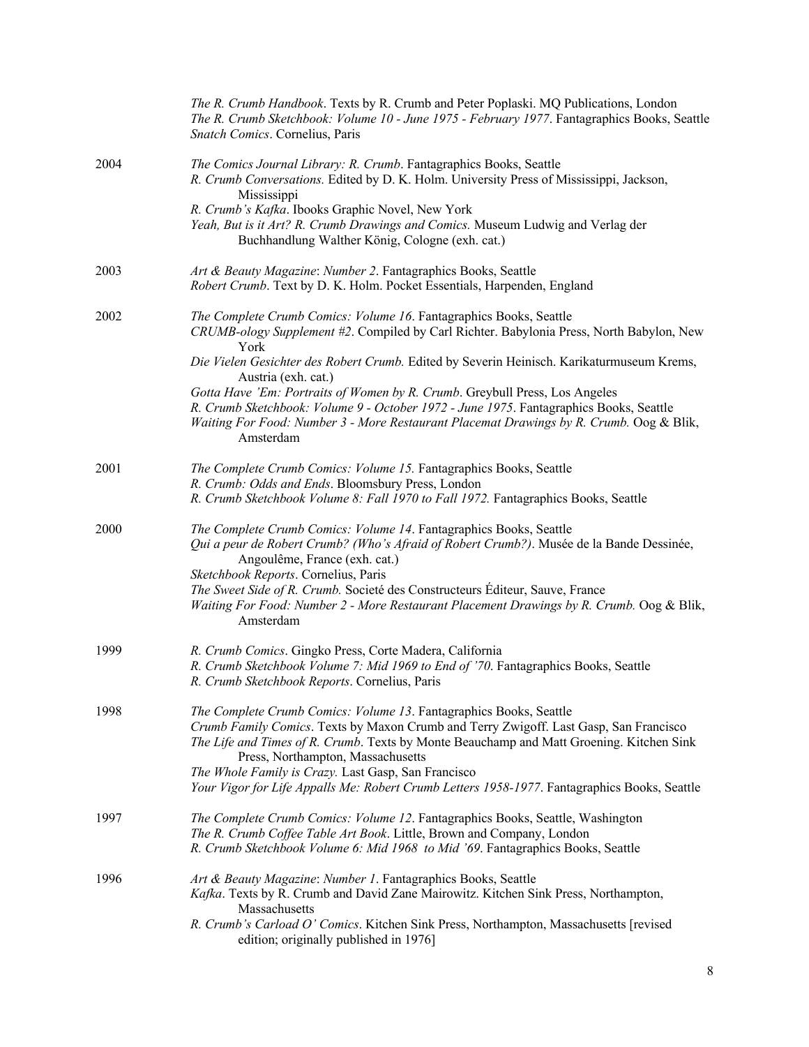*The R. Crumb Handbook*. Texts by R. Crumb and Peter Poplaski. MQ Publications, London
*The R. Crumb Sketchbook: Volume 10 - June 1975 - February 1977*. Fantagraphics Books, Seattle
*Snatch Comics*. Cornelius, Paris

2004
*The Comics Journal Library: R. Crumb*. Fantagraphics Books, Seattle
*R. Crumb Conversations.* Edited by D. K. Holm. University Press of Mississippi, Jackson, Mississippi
*R. Crumb's Kafka*. Ibooks Graphic Novel, New York
*Yeah, But is it Art? R. Crumb Drawings and Comics.* Museum Ludwig and Verlag der Buchhandlung Walther König, Cologne (exh. cat.)

2003
*Art & Beauty Magazine*: *Number 2*. Fantagraphics Books, Seattle
*Robert Crumb*. Text by D. K. Holm. Pocket Essentials, Harpenden, England

2002
*The Complete Crumb Comics: Volume 16*. Fantagraphics Books, Seattle
*CRUMB-ology Supplement #2*. Compiled by Carl Richter. Babylonia Press, North Babylon, New York
*Die Vielen Gesichter des Robert Crumb.* Edited by Severin Heinisch. Karikaturmuseum Krems, Austria (exh. cat.)
*Gotta Have 'Em: Portraits of Women by R. Crumb*. Greybull Press, Los Angeles
*R. Crumb Sketchbook: Volume 9 - October 1972 - June 1975*. Fantagraphics Books, Seattle
*Waiting For Food: Number 3 - More Restaurant Placemat Drawings by R. Crumb.* Oog & Blik, Amsterdam

2001
*The Complete Crumb Comics: Volume 15.* Fantagraphics Books, Seattle
*R. Crumb: Odds and Ends*. Bloomsbury Press, London
*R. Crumb Sketchbook Volume 8: Fall 1970 to Fall 1972.* Fantagraphics Books, Seattle

2000
*The Complete Crumb Comics: Volume 14*. Fantagraphics Books, Seattle
*Qui a peur de Robert Crumb? (Who's Afraid of Robert Crumb?)*. Musée de la Bande Dessinée, Angoulême, France (exh. cat.)
*Sketchbook Reports*. Cornelius, Paris
*The Sweet Side of R. Crumb.* Societé des Constructeurs Éditeur, Sauve, France
*Waiting For Food: Number 2 - More Restaurant Placement Drawings by R. Crumb.* Oog & Blik, Amsterdam

1999
*R. Crumb Comics*. Gingko Press, Corte Madera, California
*R. Crumb Sketchbook Volume 7: Mid 1969 to End of '70*. Fantagraphics Books, Seattle
*R. Crumb Sketchbook Reports*. Cornelius, Paris

1998
*The Complete Crumb Comics: Volume 13*. Fantagraphics Books, Seattle
*Crumb Family Comics*. Texts by Maxon Crumb and Terry Zwigoff. Last Gasp, San Francisco
*The Life and Times of R. Crumb*. Texts by Monte Beauchamp and Matt Groening. Kitchen Sink Press, Northampton, Massachusetts
*The Whole Family is Crazy.* Last Gasp, San Francisco
*Your Vigor for Life Appalls Me: Robert Crumb Letters 1958-1977*. Fantagraphics Books, Seattle

1997
*The Complete Crumb Comics: Volume 12*. Fantagraphics Books, Seattle, Washington
*The R. Crumb Coffee Table Art Book*. Little, Brown and Company, London
*R. Crumb Sketchbook Volume 6: Mid 1968 to Mid '69*. Fantagraphics Books, Seattle

1996
*Art & Beauty Magazine*: *Number 1*. Fantagraphics Books, Seattle
*Kafka*. Texts by R. Crumb and David Zane Mairowitz. Kitchen Sink Press, Northampton, Massachusetts
*R. Crumb's Carload O' Comics*. Kitchen Sink Press, Northampton, Massachusetts [revised edition; originally published in 1976]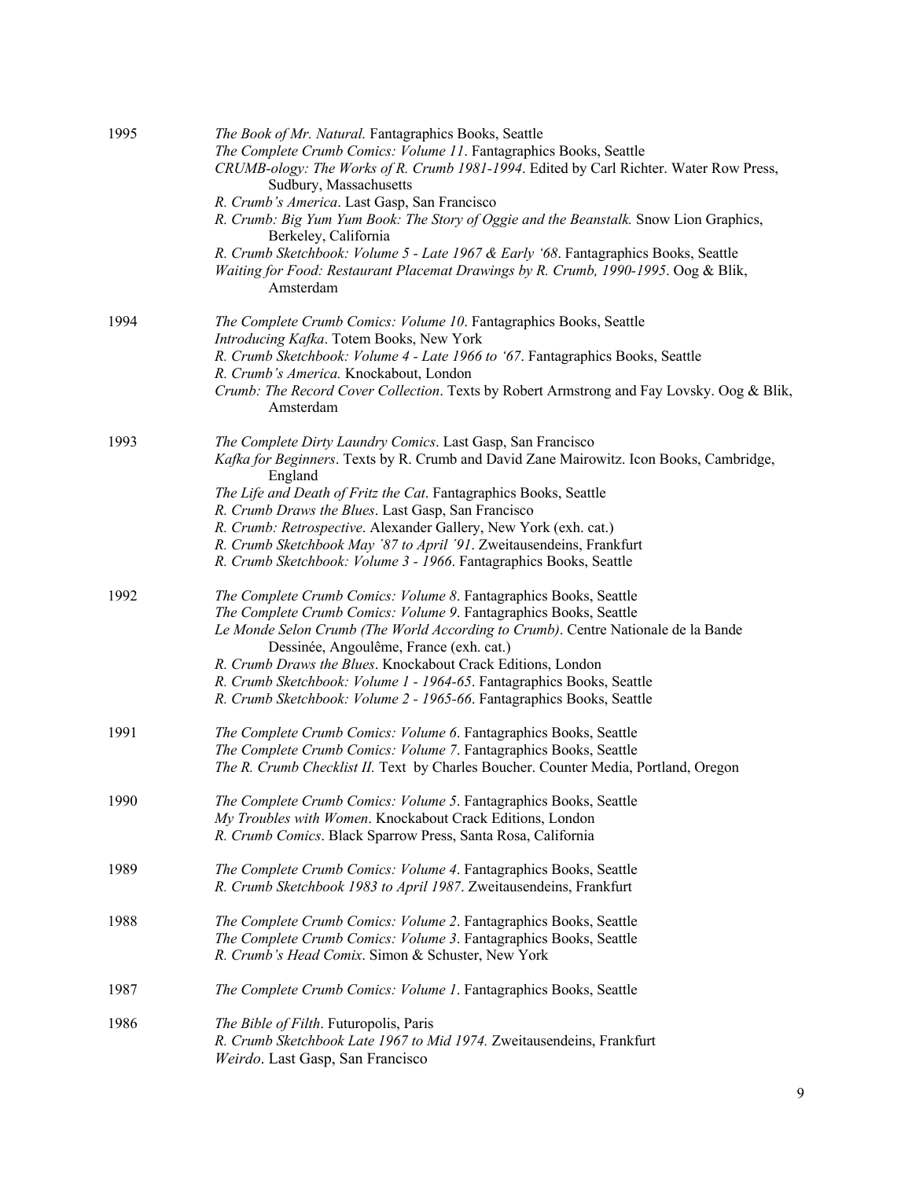1995

*The Book of Mr. Natural.* Fantagraphics Books, Seattle
*The Complete Crumb Comics: Volume 11*. Fantagraphics Books, Seattle
*CRUMB-ology: The Works of R. Crumb 1981-1994*. Edited by Carl Richter. Water Row Press, Sudbury, Massachusetts
*R. Crumb's America*. Last Gasp, San Francisco
*R. Crumb: Big Yum Yum Book: The Story of Oggie and the Beanstalk.* Snow Lion Graphics, Berkeley, California
*R. Crumb Sketchbook: Volume 5 - Late 1967 & Early '68*. Fantagraphics Books, Seattle
*Waiting for Food: Restaurant Placemat Drawings by R. Crumb, 1990-1995*. Oog & Blik, Amsterdam

1994

*The Complete Crumb Comics: Volume 10*. Fantagraphics Books, Seattle
*Introducing Kafka*. Totem Books, New York
*R. Crumb Sketchbook: Volume 4 - Late 1966 to '67*. Fantagraphics Books, Seattle
*R. Crumb's America.* Knockabout, London
*Crumb: The Record Cover Collection*. Texts by Robert Armstrong and Fay Lovsky. Oog & Blik, Amsterdam

1993

*The Complete Dirty Laundry Comics*. Last Gasp, San Francisco
*Kafka for Beginners*. Texts by R. Crumb and David Zane Mairowitz. Icon Books, Cambridge, England
*The Life and Death of Fritz the Cat*. Fantagraphics Books, Seattle
*R. Crumb Draws the Blues*. Last Gasp, San Francisco
*R. Crumb: Retrospective*. Alexander Gallery, New York (exh. cat.)
*R. Crumb Sketchbook May '87 to April '91*. Zweitausendeins, Frankfurt
*R. Crumb Sketchbook: Volume 3 - 1966*. Fantagraphics Books, Seattle

1992

*The Complete Crumb Comics: Volume 8*. Fantagraphics Books, Seattle
*The Complete Crumb Comics: Volume 9*. Fantagraphics Books, Seattle
*Le Monde Selon Crumb (The World According to Crumb)*. Centre Nationale de la Bande Dessinée, Angoulême, France (exh. cat.)
*R. Crumb Draws the Blues*. Knockabout Crack Editions, London
*R. Crumb Sketchbook: Volume 1 - 1964-65*. Fantagraphics Books, Seattle
*R. Crumb Sketchbook: Volume 2 - 1965-66*. Fantagraphics Books, Seattle

1991

*The Complete Crumb Comics: Volume 6*. Fantagraphics Books, Seattle
*The Complete Crumb Comics: Volume 7*. Fantagraphics Books, Seattle
*The R. Crumb Checklist II.* Text by Charles Boucher. Counter Media, Portland, Oregon

1990

*The Complete Crumb Comics: Volume 5*. Fantagraphics Books, Seattle
*My Troubles with Women*. Knockabout Crack Editions, London
*R. Crumb Comics*. Black Sparrow Press, Santa Rosa, California

1989

*The Complete Crumb Comics: Volume 4*. Fantagraphics Books, Seattle
*R. Crumb Sketchbook 1983 to April 1987*. Zweitausendeins, Frankfurt

1988

*The Complete Crumb Comics: Volume 2*. Fantagraphics Books, Seattle
*The Complete Crumb Comics: Volume 3*. Fantagraphics Books, Seattle
*R. Crumb's Head Comix*. Simon & Schuster, New York

1987

*The Complete Crumb Comics: Volume 1*. Fantagraphics Books, Seattle

1986

*The Bible of Filth*. Futuropolis, Paris
*R. Crumb Sketchbook Late 1967 to Mid 1974.* Zweitausendeins, Frankfurt
*Weirdo*. Last Gasp, San Francisco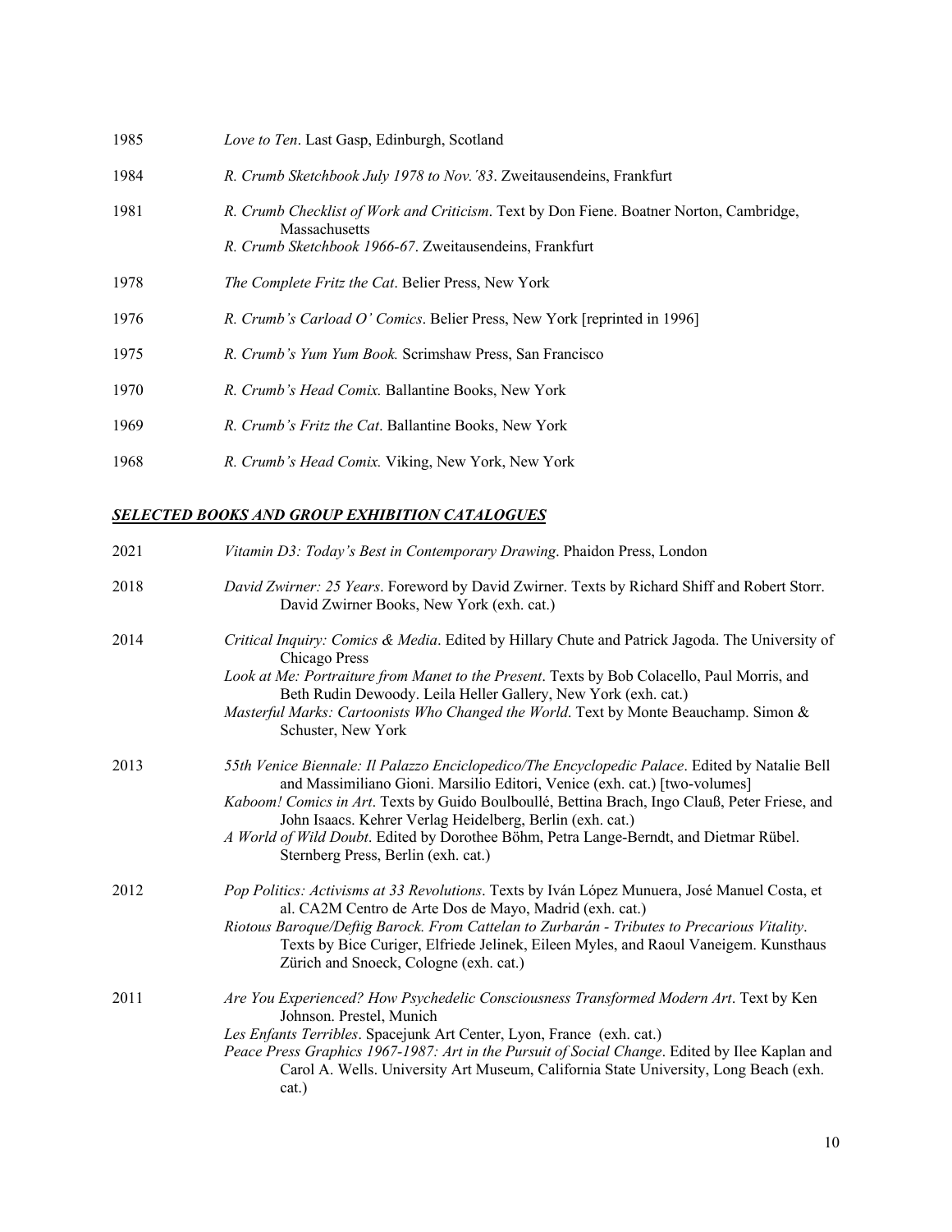1985 *Love to Ten*. Last Gasp, Edinburgh, Scotland

1984 *R. Crumb Sketchbook July 1978 to Nov.´83*. Zweitausendeins, Frankfurt

1981 *R. Crumb Checklist of Work and Criticism*. Text by Don Fiene. Boatner Norton, Cambridge, Massachusetts
*R. Crumb Sketchbook 1966-67*. Zweitausendeins, Frankfurt

1978 *The Complete Fritz the Cat*. Belier Press, New York

1976 *R. Crumb's Carload O' Comics*. Belier Press, New York [reprinted in 1996]

1975 *R. Crumb's Yum Yum Book.* Scrimshaw Press, San Francisco

1970 *R. Crumb's Head Comix.* Ballantine Books, New York

1969 *R. Crumb's Fritz the Cat*. Ballantine Books, New York

1968 *R. Crumb's Head Comix.* Viking, New York, New York

## ***SELECTED BOOKS AND GROUP EXHIBITION CATALOGUES***

2021 *Vitamin D3: Today's Best in Contemporary Drawing*. Phaidon Press, London

2018 *David Zwirner: 25 Years*. Foreword by David Zwirner. Texts by Richard Shiff and Robert Storr. David Zwirner Books, New York (exh. cat.)

2014 *Critical Inquiry: Comics & Media*. Edited by Hillary Chute and Patrick Jagoda. The University of Chicago Press
*Look at Me: Portraiture from Manet to the Present*. Texts by Bob Colacello, Paul Morris, and Beth Rudin Dewoody. Leila Heller Gallery, New York (exh. cat.)
*Masterful Marks: Cartoonists Who Changed the World*. Text by Monte Beauchamp. Simon & Schuster, New York

2013 *55th Venice Biennale: Il Palazzo Enciclopedico/The Encyclopedic Palace*. Edited by Natalie Bell and Massimiliano Gioni. Marsilio Editori, Venice (exh. cat.) [two-volumes]
*Kaboom! Comics in Art*. Texts by Guido Boulboullé, Bettina Brach, Ingo Clauß, Peter Friese, and John Isaacs. Kehrer Verlag Heidelberg, Berlin (exh. cat.)
*A World of Wild Doubt*. Edited by Dorothee Böhm, Petra Lange-Berndt, and Dietmar Rübel. Sternberg Press, Berlin (exh. cat.)

2012 *Pop Politics: Activisms at 33 Revolutions*. Texts by Iván López Munuera, José Manuel Costa, et al. CA2M Centro de Arte Dos de Mayo, Madrid (exh. cat.)
*Riotous Baroque/Deftig Barock. From Cattelan to Zurbarán - Tributes to Precarious Vitality*. Texts by Bice Curiger, Elfriede Jelinek, Eileen Myles, and Raoul Vaneigem. Kunsthaus Zürich and Snoeck, Cologne (exh. cat.)

2011 *Are You Experienced? How Psychedelic Consciousness Transformed Modern Art*. Text by Ken Johnson. Prestel, Munich
*Les Enfants Terribles*. Spacejunk Art Center, Lyon, France (exh. cat.)
*Peace Press Graphics 1967-1987: Art in the Pursuit of Social Change*. Edited by Ilee Kaplan and Carol A. Wells. University Art Museum, California State University, Long Beach (exh. cat.)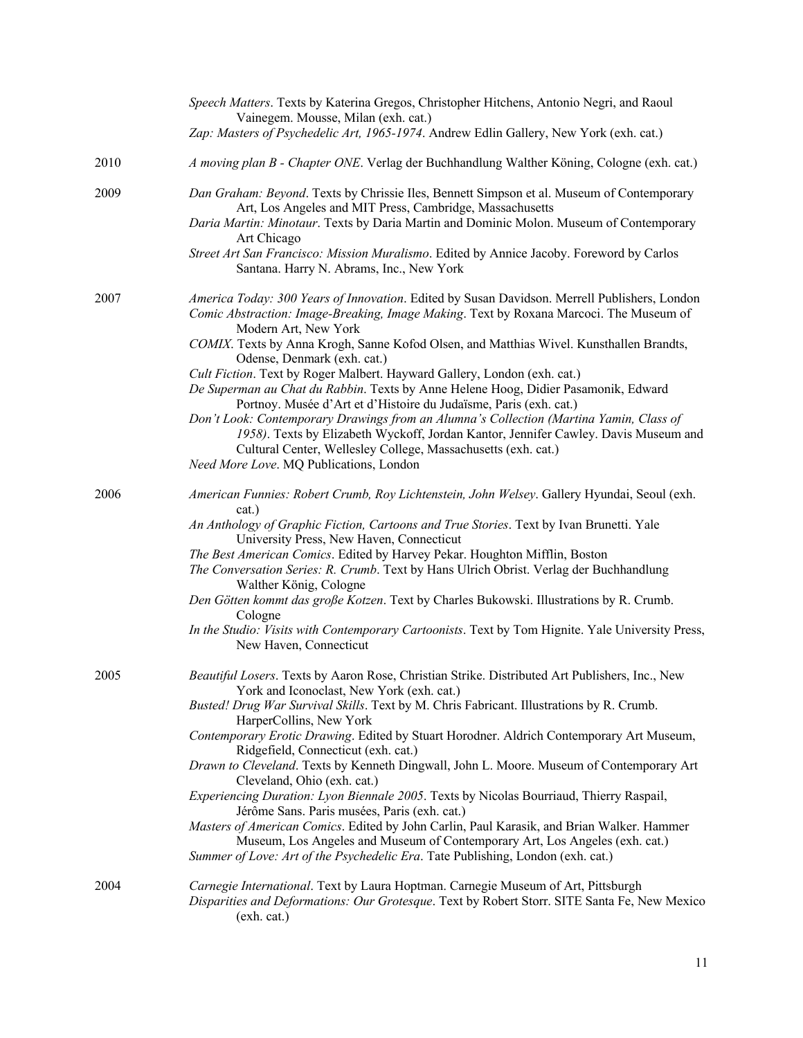*Speech Matters*. Texts by Katerina Gregos, Christopher Hitchens, Antonio Negri, and Raoul Vainegem. Mousse, Milan (exh. cat.)

*Zap: Masters of Psychedelic Art, 1965-1974*. Andrew Edlin Gallery, New York (exh. cat.)

2010

*A moving plan B - Chapter ONE*. Verlag der Buchhandlung Walther Köning, Cologne (exh. cat.)

2009

*Dan Graham: Beyond*. Texts by Chrissie Iles, Bennett Simpson et al. Museum of Contemporary Art, Los Angeles and MIT Press, Cambridge, Massachusetts

*Daria Martin: Minotaur*. Texts by Daria Martin and Dominic Molon. Museum of Contemporary Art Chicago

*Street Art San Francisco: Mission Muralismo*. Edited by Annice Jacoby. Foreword by Carlos Santana. Harry N. Abrams, Inc., New York

2007

*America Today: 300 Years of Innovation*. Edited by Susan Davidson. Merrell Publishers, London

*Comic Abstraction: Image-Breaking, Image Making*. Text by Roxana Marcoci. The Museum of Modern Art, New York

*COMIX*. Texts by Anna Krogh, Sanne Kofod Olsen, and Matthias Wivel. Kunsthallen Brandts, Odense, Denmark (exh. cat.)

*Cult Fiction*. Text by Roger Malbert. Hayward Gallery, London (exh. cat.)

*De Superman au Chat du Rabbin*. Texts by Anne Helene Hoog, Didier Pasamonik, Edward Portnoy. Musée d'Art et d'Histoire du Judaïsme, Paris (exh. cat.)

*Don't Look: Contemporary Drawings from an Alumna's Collection (Martina Yamin, Class of 1958)*. Texts by Elizabeth Wyckoff, Jordan Kantor, Jennifer Cawley. Davis Museum and Cultural Center, Wellesley College, Massachusetts (exh. cat.)

*Need More Love*. MQ Publications, London

2006

*American Funnies: Robert Crumb, Roy Lichtenstein, John Welsey*. Gallery Hyundai, Seoul (exh. cat.)

*An Anthology of Graphic Fiction, Cartoons and True Stories*. Text by Ivan Brunetti. Yale University Press, New Haven, Connecticut

*The Best American Comics*. Edited by Harvey Pekar. Houghton Mifflin, Boston

*The Conversation Series: R. Crumb*. Text by Hans Ulrich Obrist. Verlag der Buchhandlung Walther König, Cologne

*Den Götten kommt das große Kotzen*. Text by Charles Bukowski. Illustrations by R. Crumb. Cologne

*In the Studio: Visits with Contemporary Cartoonists*. Text by Tom Hignite. Yale University Press, New Haven, Connecticut

2005

*Beautiful Losers*. Texts by Aaron Rose, Christian Strike. Distributed Art Publishers, Inc., New York and Iconoclast, New York (exh. cat.)

*Busted! Drug War Survival Skills*. Text by M. Chris Fabricant. Illustrations by R. Crumb. HarperCollins, New York

*Contemporary Erotic Drawing*. Edited by Stuart Horodner. Aldrich Contemporary Art Museum, Ridgefield, Connecticut (exh. cat.)

*Drawn to Cleveland*. Texts by Kenneth Dingwall, John L. Moore. Museum of Contemporary Art Cleveland, Ohio (exh. cat.)

*Experiencing Duration: Lyon Biennale 2005*. Texts by Nicolas Bourriaud, Thierry Raspail, Jérôme Sans. Paris musées, Paris (exh. cat.)

*Masters of American Comics*. Edited by John Carlin, Paul Karasik, and Brian Walker. Hammer Museum, Los Angeles and Museum of Contemporary Art, Los Angeles (exh. cat.)

*Summer of Love: Art of the Psychedelic Era*. Tate Publishing, London (exh. cat.)

2004

*Carnegie International*. Text by Laura Hoptman. Carnegie Museum of Art, Pittsburgh

*Disparities and Deformations: Our Grotesque*. Text by Robert Storr. SITE Santa Fe, New Mexico (exh. cat.)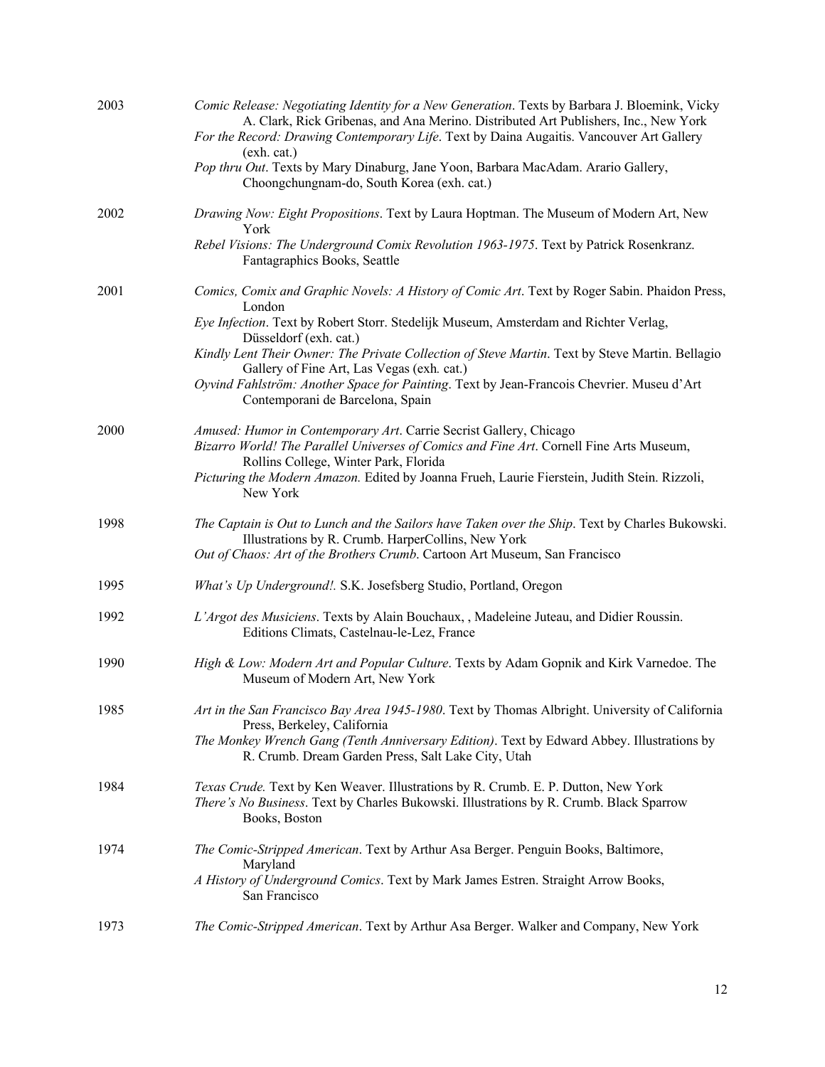2003

*Comic Release: Negotiating Identity for a New Generation*. Texts by Barbara J. Bloemink, Vicky A. Clark, Rick Gribenas, and Ana Merino. Distributed Art Publishers, Inc., New York

*For the Record: Drawing Contemporary Life*. Text by Daina Augaitis. Vancouver Art Gallery (exh. cat.)

*Pop thru Out*. Texts by Mary Dinaburg, Jane Yoon, Barbara MacAdam. Arario Gallery, Choongchungnam-do, South Korea (exh. cat.)

2002

*Drawing Now: Eight Propositions*. Text by Laura Hoptman. The Museum of Modern Art, New York

*Rebel Visions: The Underground Comix Revolution 1963-1975*. Text by Patrick Rosenkranz. Fantagraphics Books, Seattle

2001

*Comics, Comix and Graphic Novels: A History of Comic Art*. Text by Roger Sabin. Phaidon Press, London

*Eye Infection*. Text by Robert Storr. Stedelijk Museum, Amsterdam and Richter Verlag, Düsseldorf (exh. cat.)

*Kindly Lent Their Owner: The Private Collection of Steve Martin*. Text by Steve Martin. Bellagio Gallery of Fine Art, Las Vegas (exh. cat.)

*Oyvind Fahlström: Another Space for Painting*. Text by Jean-Francois Chevrier. Museu d'Art Contemporani de Barcelona, Spain

2000

*Amused: Humor in Contemporary Art*. Carrie Secrist Gallery, Chicago

*Bizarro World! The Parallel Universes of Comics and Fine Art*. Cornell Fine Arts Museum, Rollins College, Winter Park, Florida

*Picturing the Modern Amazon.* Edited by Joanna Frueh, Laurie Fierstein, Judith Stein. Rizzoli, New York

1998

*The Captain is Out to Lunch and the Sailors have Taken over the Ship*. Text by Charles Bukowski. Illustrations by R. Crumb. HarperCollins, New York

*Out of Chaos: Art of the Brothers Crumb*. Cartoon Art Museum, San Francisco

1995

*What's Up Underground!*. S.K. Josefsberg Studio, Portland, Oregon

1992

*L'Argot des Musiciens*. Texts by Alain Bouchaux, , Madeleine Juteau, and Didier Roussin. Editions Climats, Castelnau-le-Lez, France

1990

*High & Low: Modern Art and Popular Culture*. Texts by Adam Gopnik and Kirk Varnedoe. The Museum of Modern Art, New York

1985

*Art in the San Francisco Bay Area 1945-1980*. Text by Thomas Albright. University of California Press, Berkeley, California

*The Monkey Wrench Gang (Tenth Anniversary Edition)*. Text by Edward Abbey. Illustrations by R. Crumb. Dream Garden Press, Salt Lake City, Utah

1984

*Texas Crude.* Text by Ken Weaver. Illustrations by R. Crumb. E. P. Dutton, New York

*There's No Business*. Text by Charles Bukowski. Illustrations by R. Crumb. Black Sparrow Books, Boston

1974

*The Comic-Stripped American*. Text by Arthur Asa Berger. Penguin Books, Baltimore, Maryland

*A History of Underground Comics*. Text by Mark James Estren. Straight Arrow Books, San Francisco

1973

*The Comic-Stripped American*. Text by Arthur Asa Berger. Walker and Company, New York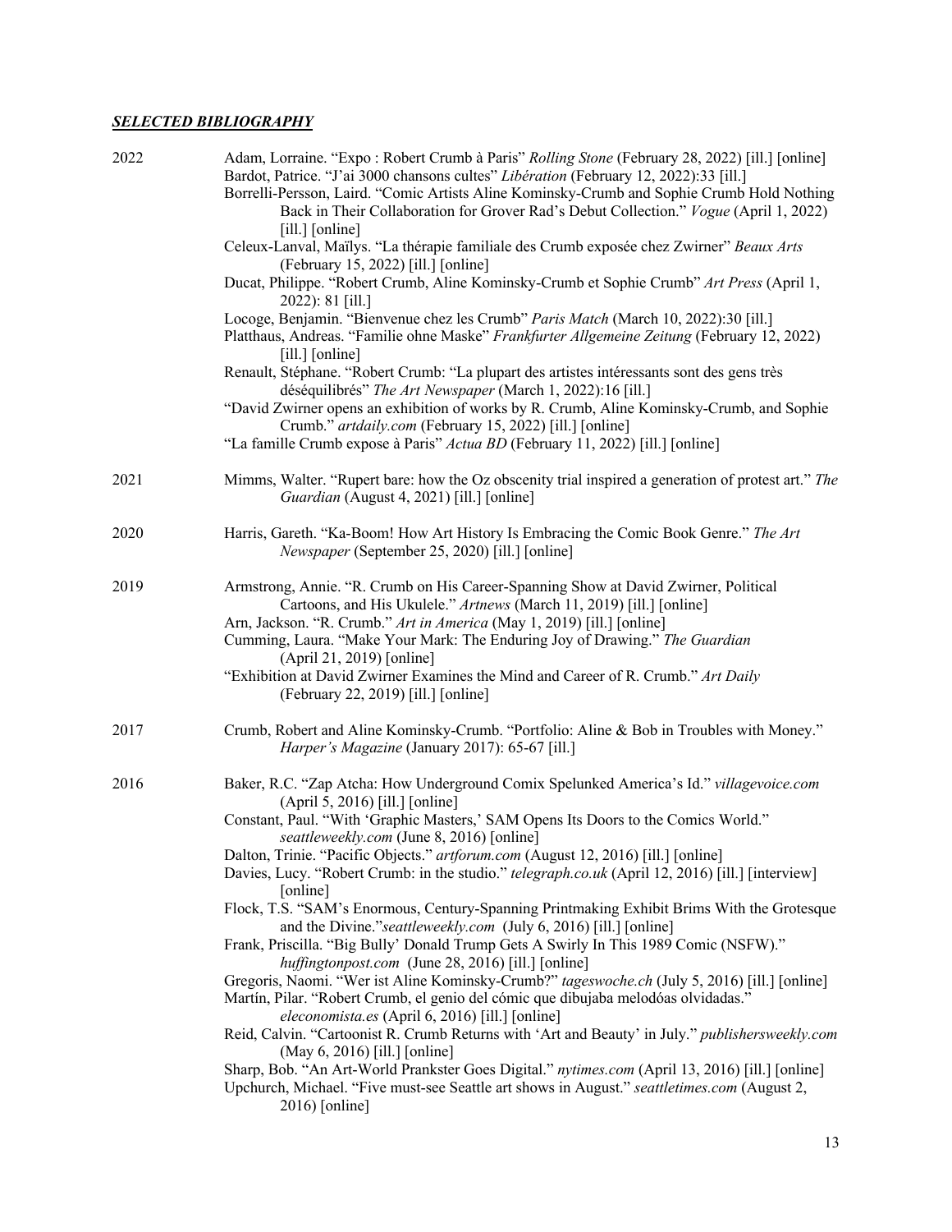## ***SELECTED BIBLIOGRAPHY***

**2022**

Adam, Lorraine. "Expo : Robert Crumb à Paris" *Rolling Stone* (February 28, 2022) [ill.] [online]

Bardot, Patrice. "J'ai 3000 chansons cultes" *Libération* (February 12, 2022):33 [ill.]

Borrelli-Persson, Laird. "Comic Artists Aline Kominsky-Crumb and Sophie Crumb Hold Nothing Back in Their Collaboration for Grover Rad's Debut Collection." *Vogue* (April 1, 2022) [ill.] [online]

Celeux-Lanval, Maïlys. "La thérapie familiale des Crumb exposée chez Zwirner" *Beaux Arts* (February 15, 2022) [ill.] [online]

Ducat, Philippe. "Robert Crumb, Aline Kominsky-Crumb et Sophie Crumb" *Art Press* (April 1, 2022): 81 [ill.]

Locoge, Benjamin. "Bienvenue chez les Crumb" *Paris Match* (March 10, 2022):30 [ill.]

Platthaus, Andreas. "Familie ohne Maske" *Frankfurter Allgemeine Zeitung* (February 12, 2022) [ill.] [online]

Renault, Stéphane. "Robert Crumb: "La plupart des artistes intéressants sont des gens très déséquilibrés" *The Art Newspaper* (March 1, 2022):16 [ill.]

"David Zwirner opens an exhibition of works by R. Crumb, Aline Kominsky-Crumb, and Sophie Crumb." *artdaily.com* (February 15, 2022) [ill.] [online]

"La famille Crumb expose à Paris" *Actua BD* (February 11, 2022) [ill.] [online]

**2021**

Mimms, Walter. "Rupert bare: how the Oz obscenity trial inspired a generation of protest art." *The Guardian* (August 4, 2021) [ill.] [online]

**2020**

Harris, Gareth. "Ka-Boom! How Art History Is Embracing the Comic Book Genre." *The Art Newspaper* (September 25, 2020) [ill.] [online]

**2019**

Armstrong, Annie. "R. Crumb on His Career-Spanning Show at David Zwirner, Political Cartoons, and His Ukulele." *Artnews* (March 11, 2019) [ill.] [online]

Arn, Jackson. "R. Crumb." *Art in America* (May 1, 2019) [ill.] [online]

Cumming, Laura. "Make Your Mark: The Enduring Joy of Drawing." *The Guardian* (April 21, 2019) [online]

"Exhibition at David Zwirner Examines the Mind and Career of R. Crumb." *Art Daily* (February 22, 2019) [ill.] [online]

**2017**

Crumb, Robert and Aline Kominsky-Crumb. "Portfolio: Aline & Bob in Troubles with Money." *Harper's Magazine* (January 2017): 65-67 [ill.]

**2016**

Baker, R.C. "Zap Atcha: How Underground Comix Spelunked America's Id." *villagevoice.com* (April 5, 2016) [ill.] [online]

Constant, Paul. "With 'Graphic Masters,' SAM Opens Its Doors to the Comics World." *seattleweekly.com* (June 8, 2016) [online]

Dalton, Trinie. "Pacific Objects." *artforum.com* (August 12, 2016) [ill.] [online]

Davies, Lucy. "Robert Crumb: in the studio." *telegraph.co.uk* (April 12, 2016) [ill.] [interview] [online]

Flock, T.S. "SAM's Enormous, Century-Spanning Printmaking Exhibit Brims With the Grotesque and the Divine."*seattleweekly.com* (July 6, 2016) [ill.] [online]

Frank, Priscilla. "Big Bully' Donald Trump Gets A Swirly In This 1989 Comic (NSFW)." *huffingtonpost.com* (June 28, 2016) [ill.] [online]

Gregoris, Naomi. "Wer ist Aline Kominsky-Crumb?" *tageswoche.ch* (July 5, 2016) [ill.] [online]

Martín, Pilar. "Robert Crumb, el genio del cómic que dibujaba melodóas olvidadas." *eleconomista.es* (April 6, 2016) [ill.] [online]

Reid, Calvin. "Cartoonist R. Crumb Returns with 'Art and Beauty' in July." *publishersweekly.com* (May 6, 2016) [ill.] [online]

Sharp, Bob. "An Art-World Prankster Goes Digital." *nytimes.com* (April 13, 2016) [ill.] [online]

Upchurch, Michael. "Five must-see Seattle art shows in August." *seattletimes.com* (August 2, 2016) [online]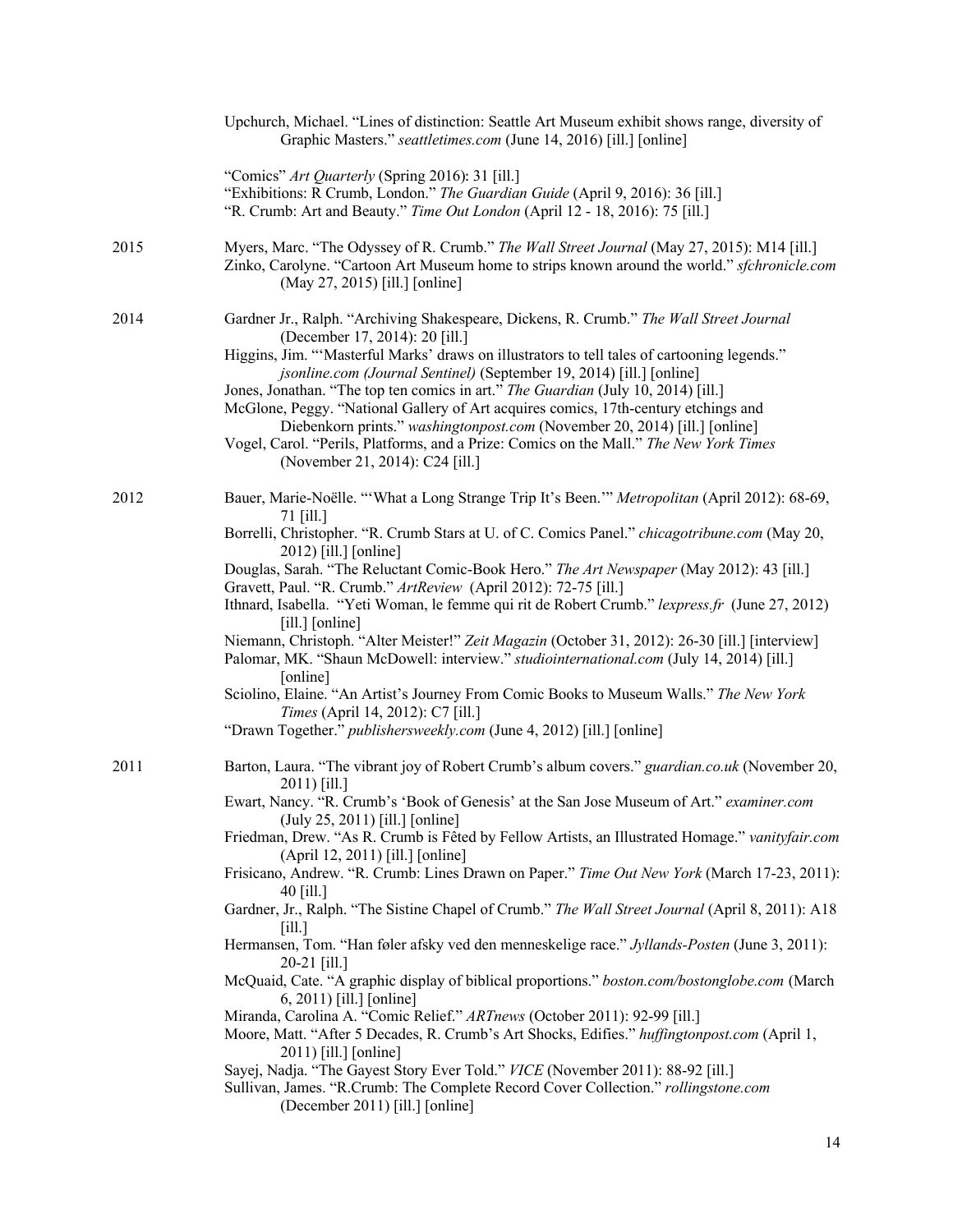Upchurch, Michael. "Lines of distinction: Seattle Art Museum exhibit shows range, diversity of Graphic Masters." *seattletimes.com* (June 14, 2016) [ill.] [online]

"Comics" *Art Quarterly* (Spring 2016): 31 [ill.]
"Exhibitions: R Crumb, London." *The Guardian Guide* (April 9, 2016): 36 [ill.]
"R. Crumb: Art and Beauty." *Time Out London* (April 12 - 18, 2016): 75 [ill.]

**2015**

Myers, Marc. "The Odyssey of R. Crumb." *The Wall Street Journal* (May 27, 2015): M14 [ill.]
Zinko, Carolyne. "Cartoon Art Museum home to strips known around the world." *sfchronicle.com* (May 27, 2015) [ill.] [online]

**2014**

Gardner Jr., Ralph. "Archiving Shakespeare, Dickens, R. Crumb." *The Wall Street Journal* (December 17, 2014): 20 [ill.]
Higgins, Jim. "'Masterful Marks' draws on illustrators to tell tales of cartooning legends." *jsonline.com (Journal Sentinel)* (September 19, 2014) [ill.] [online]
Jones, Jonathan. "The top ten comics in art." *The Guardian* (July 10, 2014) [ill.]
McGlone, Peggy. "National Gallery of Art acquires comics, 17th-century etchings and Diebenkorn prints." *washingtonpost.com* (November 20, 2014) [ill.] [online]
Vogel, Carol. "Perils, Platforms, and a Prize: Comics on the Mall." *The New York Times* (November 21, 2014): C24 [ill.]

**2012**

Bauer, Marie-Noëlle. "'What a Long Strange Trip It's Been.'" *Metropolitan* (April 2012): 68-69, 71 [ill.]
Borrelli, Christopher. "R. Crumb Stars at U. of C. Comics Panel." *chicagotribune.com* (May 20, 2012) [ill.] [online]
Douglas, Sarah. "The Reluctant Comic-Book Hero." *The Art Newspaper* (May 2012): 43 [ill.]
Gravett, Paul. "R. Crumb." *ArtReview* (April 2012): 72-75 [ill.]
Ithnard, Isabella. "Yeti Woman, le femme qui rit de Robert Crumb." *lexpress.fr* (June 27, 2012) [ill.] [online]
Niemann, Christoph. "Alter Meister!" *Zeit Magazin* (October 31, 2012): 26-30 [ill.] [interview]
Palomar, MK. "Shaun McDowell: interview." *studiointernational.com* (July 14, 2014) [ill.] [online]
Sciolino, Elaine. "An Artist's Journey From Comic Books to Museum Walls." *The New York Times* (April 14, 2012): C7 [ill.]
"Drawn Together." *publishersweekly.com* (June 4, 2012) [ill.] [online]

**2011**

Barton, Laura. "The vibrant joy of Robert Crumb's album covers." *guardian.co.uk* (November 20, 2011) [ill.]
Ewart, Nancy. "R. Crumb's 'Book of Genesis' at the San Jose Museum of Art." *examiner.com* (July 25, 2011) [ill.] [online]
Friedman, Drew. "As R. Crumb is Fêted by Fellow Artists, an Illustrated Homage." *vanityfair.com* (April 12, 2011) [ill.] [online]
Frisicano, Andrew. "R. Crumb: Lines Drawn on Paper." *Time Out New York* (March 17-23, 2011): 40 [ill.]
Gardner, Jr., Ralph. "The Sistine Chapel of Crumb." *The Wall Street Journal* (April 8, 2011): A18 [ill.]
Hermansen, Tom. "Han føler afsky ved den menneskelige race." *Jyllands-Posten* (June 3, 2011): 20-21 [ill.]
McQuaid, Cate. "A graphic display of biblical proportions." *boston.com/bostonglobe.com* (March 6, 2011) [ill.] [online]
Miranda, Carolina A. "Comic Relief." *ARTnews* (October 2011): 92-99 [ill.]
Moore, Matt. "After 5 Decades, R. Crumb's Art Shocks, Edifies." *huffingtonpost.com* (April 1, 2011) [ill.] [online]
Sayej, Nadja. "The Gayest Story Ever Told." *VICE* (November 2011): 88-92 [ill.]
Sullivan, James. "R.Crumb: The Complete Record Cover Collection." *rollingstone.com* (December 2011) [ill.] [online]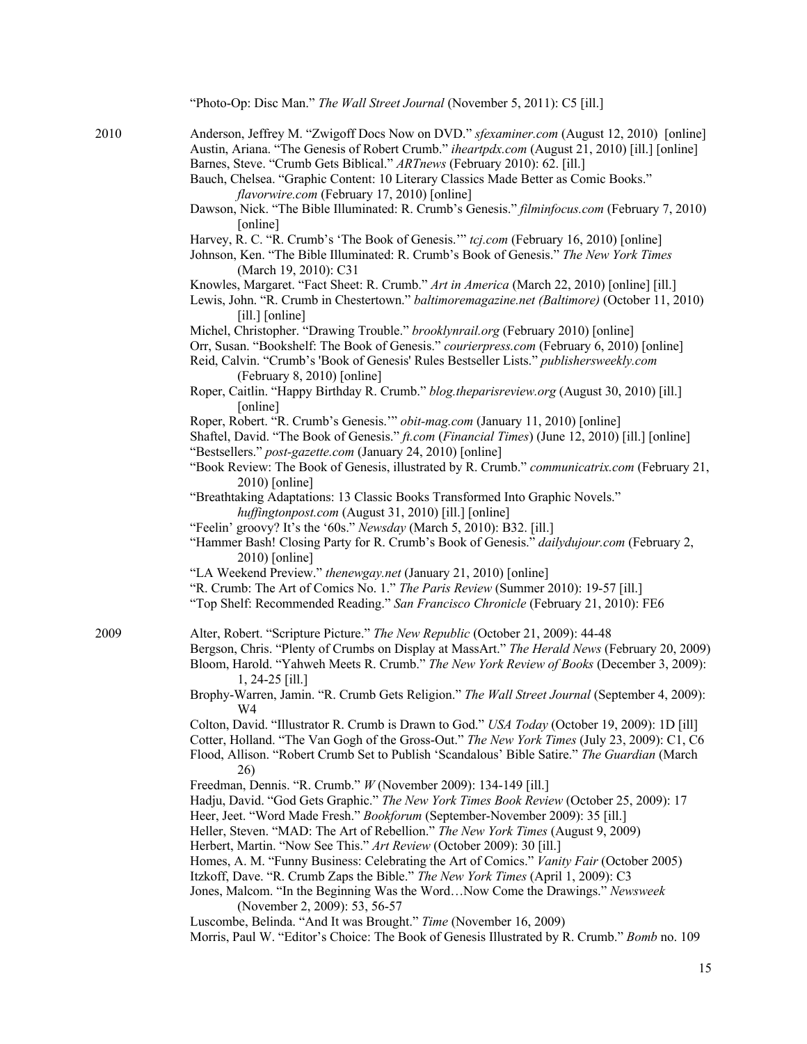"Photo-Op: Disc Man." *The Wall Street Journal* (November 5, 2011): C5 [ill.]

**2010**

Anderson, Jeffrey M. "Zwigoff Docs Now on DVD." *sfexaminer.com* (August 12, 2010) [online]

Austin, Ariana. "The Genesis of Robert Crumb." *iheartpdx.com* (August 21, 2010) [ill.] [online]

Barnes, Steve. "Crumb Gets Biblical." *ARTnews* (February 2010): 62. [ill.]

Bauch, Chelsea. "Graphic Content: 10 Literary Classics Made Better as Comic Books." *flavorwire.com* (February 17, 2010) [online]

Dawson, Nick. "The Bible Illuminated: R. Crumb's Genesis." *filminfocus.com* (February 7, 2010) [online]

Harvey, R. C. "R. Crumb's 'The Book of Genesis.'" *tcj.com* (February 16, 2010) [online]

Johnson, Ken. "The Bible Illuminated: R. Crumb's Book of Genesis." *The New York Times* (March 19, 2010): C31

Knowles, Margaret. "Fact Sheet: R. Crumb." *Art in America* (March 22, 2010) [online] [ill.]

Lewis, John. "R. Crumb in Chestertown." *baltimoremagazine.net (Baltimore)* (October 11, 2010) [ill.] [online]

Michel, Christopher. "Drawing Trouble." *brooklynrail.org* (February 2010) [online]

Orr, Susan. "Bookshelf: The Book of Genesis." *courierpress.com* (February 6, 2010) [online]

Reid, Calvin. "Crumb's 'Book of Genesis' Rules Bestseller Lists." *publishersweekly.com* (February 8, 2010) [online]

Roper, Caitlin. "Happy Birthday R. Crumb." *blog.theparisreview.org* (August 30, 2010) [ill.] [online]

Roper, Robert. "R. Crumb's Genesis.'" *obit-mag.com* (January 11, 2010) [online]

Shaftel, David. "The Book of Genesis." *ft.com* (*Financial Times*) (June 12, 2010) [ill.] [online]

"Bestsellers." *post-gazette.com* (January 24, 2010) [online]

"Book Review: The Book of Genesis, illustrated by R. Crumb." *communicatrix.com* (February 21, 2010) [online]

"Breathtaking Adaptations: 13 Classic Books Transformed Into Graphic Novels." *huffingtonpost.com* (August 31, 2010) [ill.] [online]

"Feelin' groovy? It's the '60s." *Newsday* (March 5, 2010): B32. [ill.]

"Hammer Bash! Closing Party for R. Crumb's Book of Genesis." *dailydujour.com* (February 2, 2010) [online]

"LA Weekend Preview." *thenewgay.net* (January 21, 2010) [online]

"R. Crumb: The Art of Comics No. 1." *The Paris Review* (Summer 2010): 19-57 [ill.]

"Top Shelf: Recommended Reading." *San Francisco Chronicle* (February 21, 2010): FE6

**2009**

Alter, Robert. "Scripture Picture." *The New Republic* (October 21, 2009): 44-48

Bergson, Chris. "Plenty of Crumbs on Display at MassArt." *The Herald News* (February 20, 2009)

Bloom, Harold. "Yahweh Meets R. Crumb." *The New York Review of Books* (December 3, 2009): 1, 24-25 [ill.]

Brophy-Warren, Jamin. "R. Crumb Gets Religion." *The Wall Street Journal* (September 4, 2009): W4

Colton, David. "Illustrator R. Crumb is Drawn to God." *USA Today* (October 19, 2009): 1D [ill]

Cotter, Holland. "The Van Gogh of the Gross-Out." *The New York Times* (July 23, 2009): C1, C6

Flood, Allison. "Robert Crumb Set to Publish 'Scandalous' Bible Satire." *The Guardian* (March 26)

Freedman, Dennis. "R. Crumb." *W* (November 2009): 134-149 [ill.]

Hadju, David. "God Gets Graphic." *The New York Times Book Review* (October 25, 2009): 17

Heer, Jeet. "Word Made Fresh." *Bookforum* (September-November 2009): 35 [ill.]

Heller, Steven. "MAD: The Art of Rebellion." *The New York Times* (August 9, 2009)

Herbert, Martin. "Now See This." *Art Review* (October 2009): 30 [ill.]

Homes, A. M. "Funny Business: Celebrating the Art of Comics." *Vanity Fair* (October 2005)

Itzkoff, Dave. "R. Crumb Zaps the Bible." *The New York Times* (April 1, 2009): C3

Jones, Malcom. "In the Beginning Was the Word…Now Come the Drawings." *Newsweek* (November 2, 2009): 53, 56-57

Luscombe, Belinda. "And It was Brought." *Time* (November 16, 2009)

Morris, Paul W. "Editor's Choice: The Book of Genesis Illustrated by R. Crumb." *Bomb* no. 109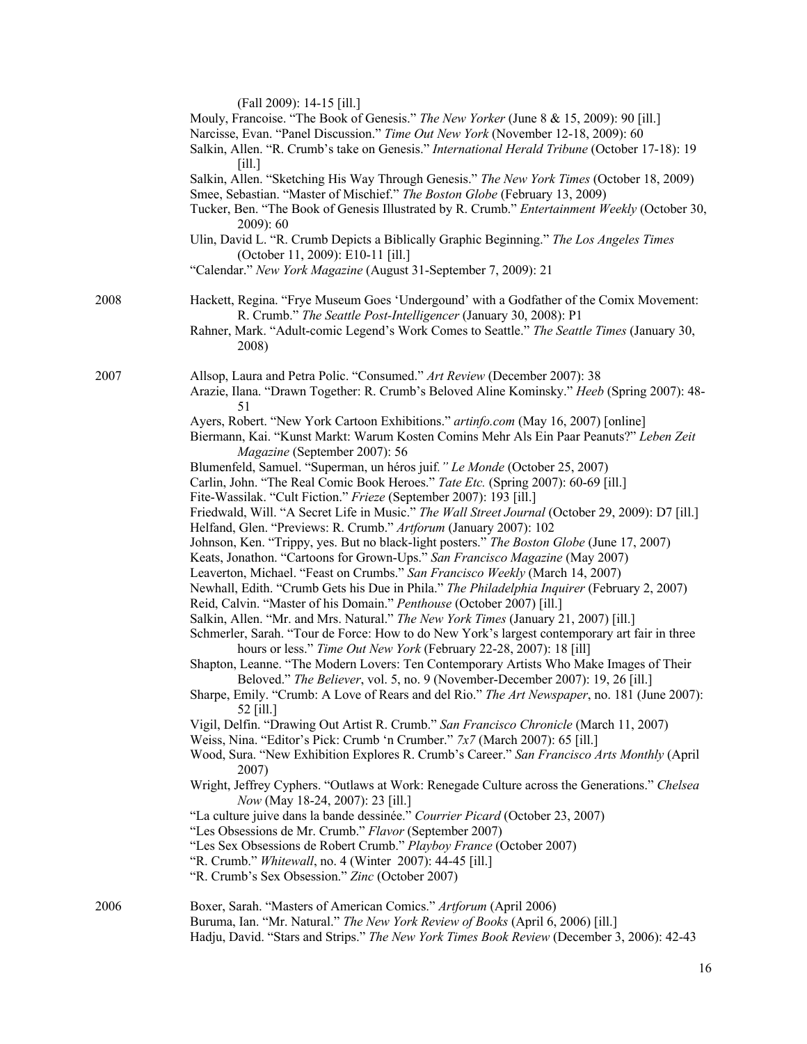(Fall 2009): 14-15 [ill.]

Mouly, Francoise. "The Book of Genesis." *The New Yorker* (June 8 & 15, 2009): 90 [ill.]

Narcisse, Evan. "Panel Discussion." *Time Out New York* (November 12-18, 2009): 60

Salkin, Allen. "R. Crumb's take on Genesis." *International Herald Tribune* (October 17-18): 19 [ill.]

Salkin, Allen. "Sketching His Way Through Genesis." *The New York Times* (October 18, 2009)

Smee, Sebastian. "Master of Mischief." *The Boston Globe* (February 13, 2009)

Tucker, Ben. "The Book of Genesis Illustrated by R. Crumb." *Entertainment Weekly* (October 30, 2009): 60

Ulin, David L. "R. Crumb Depicts a Biblically Graphic Beginning." *The Los Angeles Times* (October 11, 2009): E10-11 [ill.]

"Calendar." *New York Magazine* (August 31-September 7, 2009): 21

**2008**

Hackett, Regina. "Frye Museum Goes 'Undergound' with a Godfather of the Comix Movement: R. Crumb." *The Seattle Post-Intelligencer* (January 30, 2008): P1

Rahner, Mark. "Adult-comic Legend's Work Comes to Seattle." *The Seattle Times* (January 30, 2008)

**2007**

Allsop, Laura and Petra Polic. "Consumed." *Art Review* (December 2007): 38

Arazie, Ilana. "Drawn Together: R. Crumb's Beloved Aline Kominsky." *Heeb* (Spring 2007): 48-51

Ayers, Robert. "New York Cartoon Exhibitions." *artinfo.com* (May 16, 2007) [online]

Biermann, Kai. "Kunst Markt: Warum Kosten Comins Mehr Als Ein Paar Peanuts?" *Leben Zeit Magazine* (September 2007): 56

Blumenfeld, Samuel. "Superman, un héros juif." *Le Monde* (October 25, 2007)

Carlin, John. "The Real Comic Book Heroes." *Tate Etc.* (Spring 2007): 60-69 [ill.]

Fite-Wassilak. "Cult Fiction." *Frieze* (September 2007): 193 [ill.]

Friedwald, Will. "A Secret Life in Music." *The Wall Street Journal* (October 29, 2009): D7 [ill.]

Helfand, Glen. "Previews: R. Crumb." *Artforum* (January 2007): 102

Johnson, Ken. "Trippy, yes. But no black-light posters." *The Boston Globe* (June 17, 2007)

Keats, Jonathon. "Cartoons for Grown-Ups." *San Francisco Magazine* (May 2007)

Leaverton, Michael. "Feast on Crumbs." *San Francisco Weekly* (March 14, 2007)

Newhall, Edith. "Crumb Gets his Due in Phila." *The Philadelphia Inquirer* (February 2, 2007)

Reid, Calvin. "Master of his Domain." *Penthouse* (October 2007) [ill.]

Salkin, Allen. "Mr. and Mrs. Natural." *The New York Times* (January 21, 2007) [ill.]

Schmerler, Sarah. "Tour de Force: How to do New York's largest contemporary art fair in three hours or less." *Time Out New York* (February 22-28, 2007): 18 [ill]

Shapton, Leanne. "The Modern Lovers: Ten Contemporary Artists Who Make Images of Their Beloved." *The Believer*, vol. 5, no. 9 (November-December 2007): 19, 26 [ill.]

Sharpe, Emily. "Crumb: A Love of Rears and del Rio." *The Art Newspaper*, no. 181 (June 2007): 52 [ill.]

Vigil, Delfin. "Drawing Out Artist R. Crumb." *San Francisco Chronicle* (March 11, 2007)

Weiss, Nina. "Editor's Pick: Crumb 'n Crumber." *7x7* (March 2007): 65 [ill.]

Wood, Sura. "New Exhibition Explores R. Crumb's Career." *San Francisco Arts Monthly* (April 2007)

Wright, Jeffrey Cyphers. "Outlaws at Work: Renegade Culture across the Generations." *Chelsea Now* (May 18-24, 2007): 23 [ill.]

"La culture juive dans la bande dessinée." *Courrier Picard* (October 23, 2007)

"Les Obsessions de Mr. Crumb." *Flavor* (September 2007)

"Les Sex Obsessions de Robert Crumb." *Playboy France* (October 2007)

"R. Crumb." *Whitewall*, no. 4 (Winter 2007): 44-45 [ill.]

"R. Crumb's Sex Obsession." *Zinc* (October 2007)

**2006**

Boxer, Sarah. "Masters of American Comics." *Artforum* (April 2006)

Buruma, Ian. "Mr. Natural." *The New York Review of Books* (April 6, 2006) [ill.]

Hadju, David. "Stars and Strips." *The New York Times Book Review* (December 3, 2006): 42-43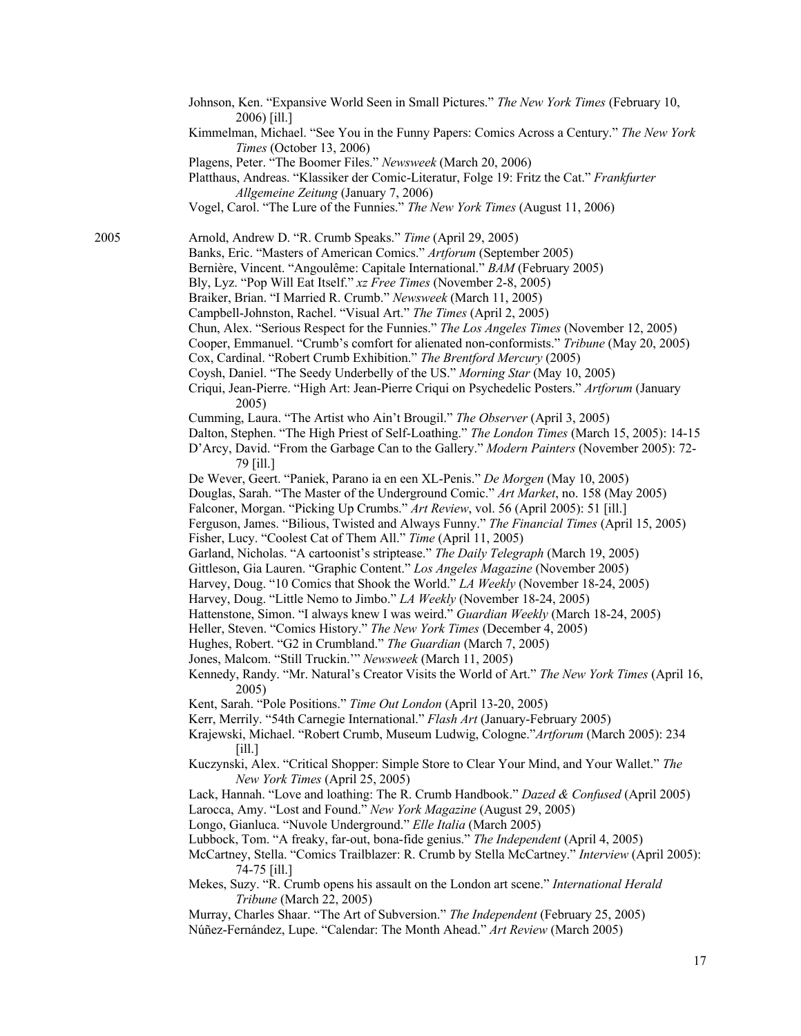Johnson, Ken. "Expansive World Seen in Small Pictures." *The New York Times* (February 10, 2006) [ill.]

Kimmelman, Michael. "See You in the Funny Papers: Comics Across a Century." *The New York Times* (October 13, 2006)

Plagens, Peter. "The Boomer Files." *Newsweek* (March 20, 2006)

Platthaus, Andreas. "Klassiker der Comic-Literatur, Folge 19: Fritz the Cat." *Frankfurter Allgemeine Zeitung* (January 7, 2006)

Vogel, Carol. "The Lure of the Funnies." *The New York Times* (August 11, 2006)

**2005**

Arnold, Andrew D. "R. Crumb Speaks." *Time* (April 29, 2005)

Banks, Eric. "Masters of American Comics." *Artforum* (September 2005)

Bernière, Vincent. "Angoulême: Capitale International." *BAM* (February 2005)

Bly, Lyz. "Pop Will Eat Itself." *xz Free Times* (November 2-8, 2005)

Braiker, Brian. "I Married R. Crumb." *Newsweek* (March 11, 2005)

Campbell-Johnston, Rachel. "Visual Art." *The Times* (April 2, 2005)

Chun, Alex. "Serious Respect for the Funnies." *The Los Angeles Times* (November 12, 2005)

Cooper, Emmanuel. "Crumb's comfort for alienated non-conformists." *Tribune* (May 20, 2005)

Cox, Cardinal. "Robert Crumb Exhibition." *The Brentford Mercury* (2005)

Coysh, Daniel. "The Seedy Underbelly of the US." *Morning Star* (May 10, 2005)

Criqui, Jean-Pierre. "High Art: Jean-Pierre Criqui on Psychedelic Posters." *Artforum* (January 2005)

Cumming, Laura. "The Artist who Ain't Brougil." *The Observer* (April 3, 2005)

Dalton, Stephen. "The High Priest of Self-Loathing." *The London Times* (March 15, 2005): 14-15

D'Arcy, David. "From the Garbage Can to the Gallery." *Modern Painters* (November 2005): 72-79 [ill.]

De Wever, Geert. "Paniek, Parano ia en een XL-Penis." *De Morgen* (May 10, 2005)

Douglas, Sarah. "The Master of the Underground Comic." *Art Market*, no. 158 (May 2005)

Falconer, Morgan. "Picking Up Crumbs." *Art Review*, vol. 56 (April 2005): 51 [ill.]

Ferguson, James. "Bilious, Twisted and Always Funny." *The Financial Times* (April 15, 2005)

Fisher, Lucy. "Coolest Cat of Them All." *Time* (April 11, 2005)

Garland, Nicholas. "A cartoonist's striptease." *The Daily Telegraph* (March 19, 2005)

Gittleson, Gia Lauren. "Graphic Content." *Los Angeles Magazine* (November 2005)

Harvey, Doug. "10 Comics that Shook the World." *LA Weekly* (November 18-24, 2005)

Harvey, Doug. "Little Nemo to Jimbo." *LA Weekly* (November 18-24, 2005)

Hattenstone, Simon. "I always knew I was weird." *Guardian Weekly* (March 18-24, 2005)

Heller, Steven. "Comics History." *The New York Times* (December 4, 2005)

Hughes, Robert. "G2 in Crumbland." *The Guardian* (March 7, 2005)

Jones, Malcom. "Still Truckin.'" *Newsweek* (March 11, 2005)

Kennedy, Randy. "Mr. Natural's Creator Visits the World of Art." *The New York Times* (April 16, 2005)

Kent, Sarah. "Pole Positions." *Time Out London* (April 13-20, 2005)

Kerr, Merrily. "54th Carnegie International." *Flash Art* (January-February 2005)

Krajewski, Michael. "Robert Crumb, Museum Ludwig, Cologne."*Artforum* (March 2005): 234 [ill.]

Kuczynski, Alex. "Critical Shopper: Simple Store to Clear Your Mind, and Your Wallet." *The New York Times* (April 25, 2005)

Lack, Hannah. "Love and loathing: The R. Crumb Handbook." *Dazed & Confused* (April 2005)

Larocca, Amy. "Lost and Found." *New York Magazine* (August 29, 2005)

Longo, Gianluca. "Nuvole Underground." *Elle Italia* (March 2005)

Lubbock, Tom. "A freaky, far-out, bona-fide genius." *The Independent* (April 4, 2005)

McCartney, Stella. "Comics Trailblazer: R. Crumb by Stella McCartney." *Interview* (April 2005): 74-75 [ill.]

Mekes, Suzy. "R. Crumb opens his assault on the London art scene." *International Herald Tribune* (March 22, 2005)

Murray, Charles Shaar. "The Art of Subversion." *The Independent* (February 25, 2005)

Núñez-Fernández, Lupe. "Calendar: The Month Ahead." *Art Review* (March 2005)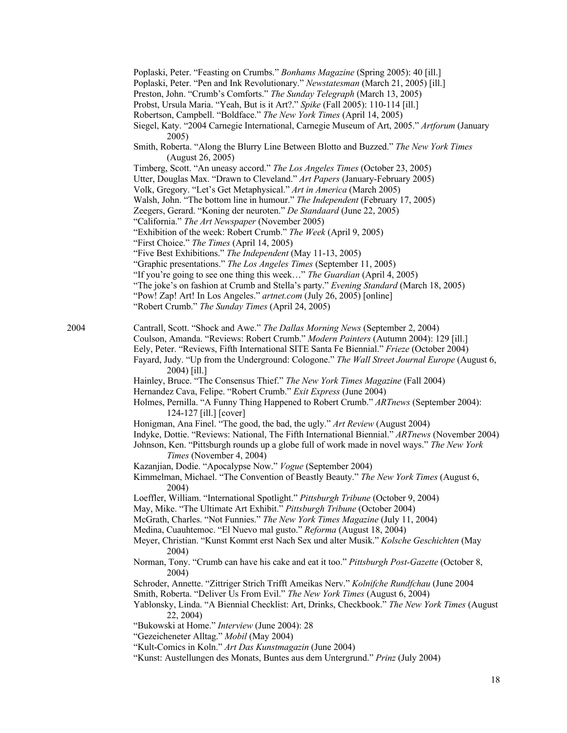Poplaski, Peter. "Feasting on Crumbs." *Bonhams Magazine* (Spring 2005): 40 [ill.]
Poplaski, Peter. "Pen and Ink Revolutionary." *Newstatesman* (March 21, 2005) [ill.]
Preston, John. "Crumb's Comforts." *The Sunday Telegraph* (March 13, 2005)
Probst, Ursula Maria. "Yeah, But is it Art?." *Spike* (Fall 2005): 110-114 [ill.]
Robertson, Campbell. "Boldface." *The New York Times* (April 14, 2005)
Siegel, Katy. "2004 Carnegie International, Carnegie Museum of Art, 2005." *Artforum* (January 2005)
Smith, Roberta. "Along the Blurry Line Between Blotto and Buzzed." *The New York Times* (August 26, 2005)
Timberg, Scott. "An uneasy accord." *The Los Angeles Times* (October 23, 2005)
Utter, Douglas Max. "Drawn to Cleveland." *Art Papers* (January-February 2005)
Volk, Gregory. "Let's Get Metaphysical." *Art in America* (March 2005)
Walsh, John. "The bottom line in humour." *The Independent* (February 17, 2005)
Zeegers, Gerard. "Koning der neuroten." *De Standaard* (June 22, 2005)
"California." *The Art Newspaper* (November 2005)
"Exhibition of the week: Robert Crumb." *The Week* (April 9, 2005)
"First Choice." *The Times* (April 14, 2005)
"Five Best Exhibitions." *The Independent* (May 11-13, 2005)
"Graphic presentations." *The Los Angeles Times* (September 11, 2005)
"If you're going to see one thing this week…" *The Guardian* (April 4, 2005)
"The joke's on fashion at Crumb and Stella's party." *Evening Standard* (March 18, 2005)
"Pow! Zap! Art! In Los Angeles." *artnet.com* (July 26, 2005) [online]
"Robert Crumb." *The Sunday Times* (April 24, 2005)

2004

Cantrall, Scott. "Shock and Awe." *The Dallas Morning News* (September 2, 2004)
Coulson, Amanda. "Reviews: Robert Crumb." *Modern Painters* (Autumn 2004): 129 [ill.]
Eely, Peter. "Reviews, Fifth International SITE Santa Fe Biennial." *Frieze* (October 2004)
Fayard, Judy. "Up from the Underground: Cologne." *The Wall Street Journal Europe* (August 6, 2004) [ill.]
Hainley, Bruce. "The Consensus Thief." *The New York Times Magazine* (Fall 2004)
Hernandez Cava, Felipe. "Robert Crumb." *Exit Express* (June 2004)
Holmes, Pernilla. "A Funny Thing Happened to Robert Crumb." *ARTnews* (September 2004): 124-127 [ill.] [cover]
Honigman, Ana Finel. "The good, the bad, the ugly." *Art Review* (August 2004)
Indyke, Dottie. "Reviews: National, The Fifth International Biennial." *ARTnews* (November 2004)
Johnson, Ken. "Pittsburgh rounds up a globe full of work made in novel ways." *The New York Times* (November 4, 2004)
Kazanjian, Dodie. "Apocalypse Now." *Vogue* (September 2004)
Kimmelman, Michael. "The Convention of Beastly Beauty." *The New York Times* (August 6, 2004)
Loeffler, William. "International Spotlight." *Pittsburgh Tribune* (October 9, 2004)
May, Mike. "The Ultimate Art Exhibit." *Pittsburgh Tribune* (October 2004)
McGrath, Charles. "Not Funnies." *The New York Times Magazine* (July 11, 2004)
Medina, Cuauhtemoc. "El Nuevo mal gusto." *Reforma* (August 18, 2004)
Meyer, Christian. "Kunst Kommt erst Nach Sex und alter Musik." *Kolsche Geschichten* (May 2004)
Norman, Tony. "Crumb can have his cake and eat it too." *Pittsburgh Post-Gazette* (October 8, 2004)
Schroder, Annette. "Zittriger Strich Trifft Ameikas Nerv." *Kolnifche Rundfchau* (June 2004
Smith, Roberta. "Deliver Us From Evil." *The New York Times* (August 6, 2004)
Yablonsky, Linda. "A Biennial Checklist: Art, Drinks, Checkbook." *The New York Times* (August 22, 2004)
"Bukowski at Home." *Interview* (June 2004): 28
"Gezeicheneter Alltag." *Mobil* (May 2004)
"Kult-Comics in Koln." *Art Das Kunstmagazin* (June 2004)
"Kunst: Austellungen des Monats, Buntes aus dem Untergrund." *Prinz* (July 2004)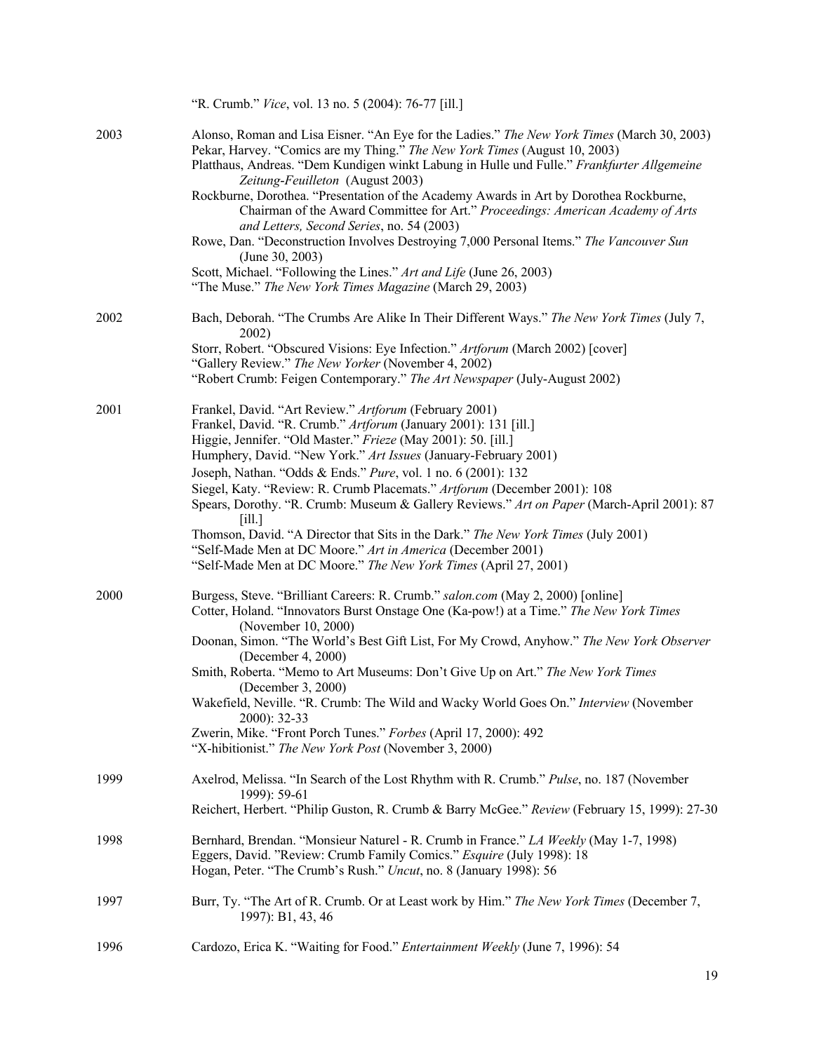"R. Crumb." *Vice*, vol. 13 no. 5 (2004): 76-77 [ill.]

2003

Alonso, Roman and Lisa Eisner. "An Eye for the Ladies." *The New York Times* (March 30, 2003)
Pekar, Harvey. "Comics are my Thing." *The New York Times* (August 10, 2003)
Platthaus, Andreas. "Dem Kundigen winkt Labung in Hulle und Fulle." *Frankfurter Allgemeine Zeitung-Feuilleton* (August 2003)
Rockburne, Dorothea. "Presentation of the Academy Awards in Art by Dorothea Rockburne, Chairman of the Award Committee for Art." *Proceedings: American Academy of Arts and Letters, Second Series*, no. 54 (2003)
Rowe, Dan. "Deconstruction Involves Destroying 7,000 Personal Items." *The Vancouver Sun* (June 30, 2003)
Scott, Michael. "Following the Lines." *Art and Life* (June 26, 2003)
"The Muse." *The New York Times Magazine* (March 29, 2003)

2002

Bach, Deborah. "The Crumbs Are Alike In Their Different Ways." *The New York Times* (July 7, 2002)
Storr, Robert. "Obscured Visions: Eye Infection." *Artforum* (March 2002) [cover]
"Gallery Review." *The New Yorker* (November 4, 2002)
"Robert Crumb: Feigen Contemporary." *The Art Newspaper* (July-August 2002)

2001

Frankel, David. "Art Review." *Artforum* (February 2001)
Frankel, David. "R. Crumb." *Artforum* (January 2001): 131 [ill.]
Higgie, Jennifer. "Old Master." *Frieze* (May 2001): 50. [ill.]
Humphery, David. "New York." *Art Issues* (January-February 2001)
Joseph, Nathan. "Odds & Ends." *Pure*, vol. 1 no. 6 (2001): 132
Siegel, Katy. "Review: R. Crumb Placemats." *Artforum* (December 2001): 108
Spears, Dorothy. "R. Crumb: Museum & Gallery Reviews." *Art on Paper* (March-April 2001): 87 [ill.]
Thomson, David. "A Director that Sits in the Dark." *The New York Times* (July 2001)
"Self-Made Men at DC Moore." *Art in America* (December 2001)
"Self-Made Men at DC Moore." *The New York Times* (April 27, 2001)

2000

Burgess, Steve. "Brilliant Careers: R. Crumb." *salon.com* (May 2, 2000) [online]
Cotter, Holand. "Innovators Burst Onstage One (Ka-pow!) at a Time." *The New York Times* (November 10, 2000)
Doonan, Simon. "The World's Best Gift List, For My Crowd, Anyhow." *The New York Observer* (December 4, 2000)
Smith, Roberta. "Memo to Art Museums: Don't Give Up on Art." *The New York Times* (December 3, 2000)
Wakefield, Neville. "R. Crumb: The Wild and Wacky World Goes On." *Interview* (November 2000): 32-33
Zwerin, Mike. "Front Porch Tunes." *Forbes* (April 17, 2000): 492
"X-hibitionist." *The New York Post* (November 3, 2000)

1999

Axelrod, Melissa. "In Search of the Lost Rhythm with R. Crumb." *Pulse*, no. 187 (November 1999): 59-61
Reichert, Herbert. "Philip Guston, R. Crumb & Barry McGee." *Review* (February 15, 1999): 27-30

1998

Bernhard, Brendan. "Monsieur Naturel - R. Crumb in France." *LA Weekly* (May 1-7, 1998)
Eggers, David. "Review: Crumb Family Comics." *Esquire* (July 1998): 18
Hogan, Peter. "The Crumb's Rush." *Uncut*, no. 8 (January 1998): 56

1997

Burr, Ty. "The Art of R. Crumb. Or at Least work by Him." *The New York Times* (December 7, 1997): B1, 43, 46

1996

Cardozo, Erica K. "Waiting for Food." *Entertainment Weekly* (June 7, 1996): 54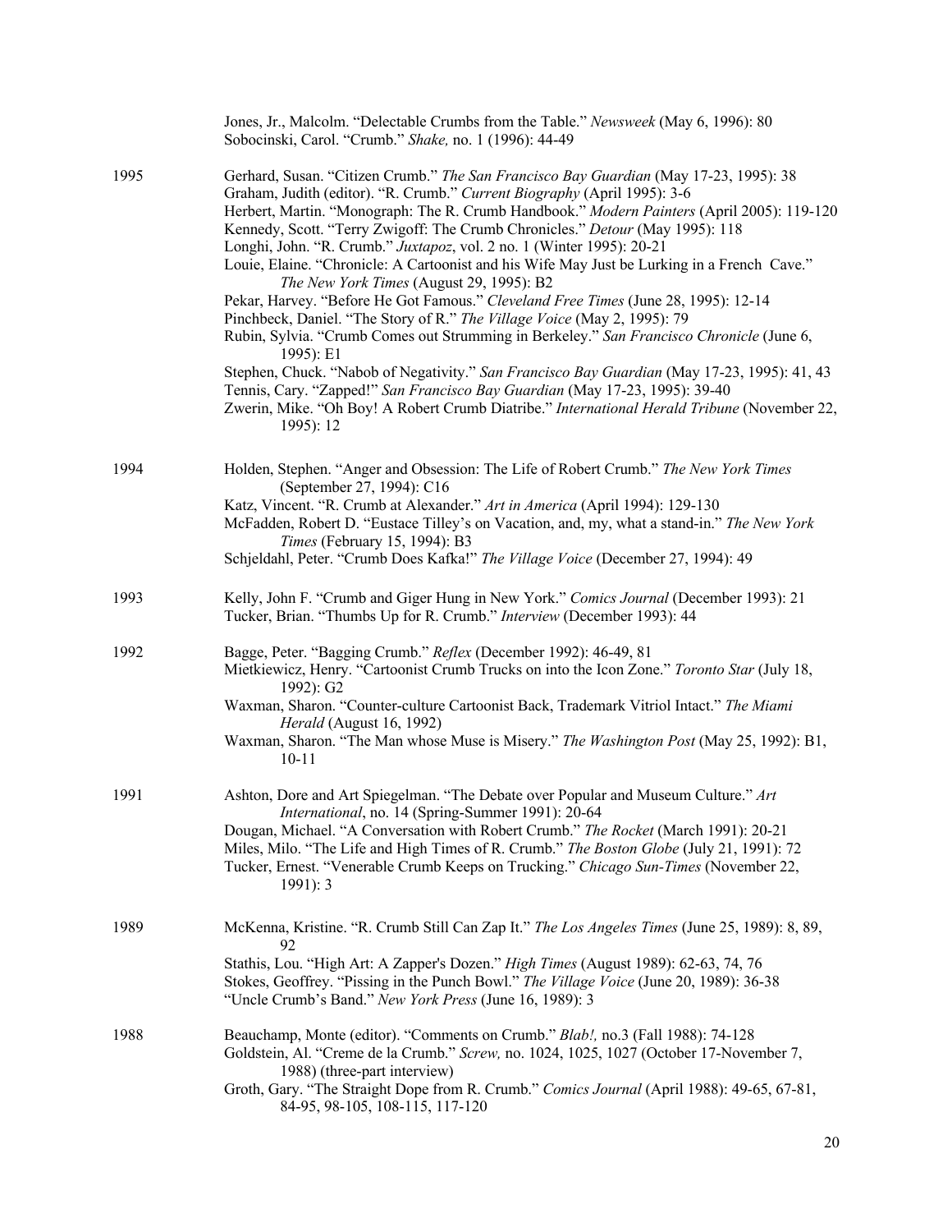Jones, Jr., Malcolm. "Delectable Crumbs from the Table." *Newsweek* (May 6, 1996): 80
Sobocinski, Carol. "Crumb." *Shake,* no. 1 (1996): 44-49

**1995**

Gerhard, Susan. "Citizen Crumb." *The San Francisco Bay Guardian* (May 17-23, 1995): 38
Graham, Judith (editor). "R. Crumb." *Current Biography* (April 1995): 3-6
Herbert, Martin. "Monograph: The R. Crumb Handbook." *Modern Painters* (April 2005): 119-120
Kennedy, Scott. "Terry Zwigoff: The Crumb Chronicles." *Detour* (May 1995): 118
Longhi, John. "R. Crumb." *Juxtapoz*, vol. 2 no. 1 (Winter 1995): 20-21
Louie, Elaine. "Chronicle: A Cartoonist and his Wife May Just be Lurking in a French Cave." *The New York Times* (August 29, 1995): B2
Pekar, Harvey. "Before He Got Famous." *Cleveland Free Times* (June 28, 1995): 12-14
Pinchbeck, Daniel. "The Story of R." *The Village Voice* (May 2, 1995): 79
Rubin, Sylvia. "Crumb Comes out Strumming in Berkeley." *San Francisco Chronicle* (June 6, 1995): E1
Stephen, Chuck. "Nabob of Negativity." *San Francisco Bay Guardian* (May 17-23, 1995): 41, 43
Tennis, Cary. "Zapped!" *San Francisco Bay Guardian* (May 17-23, 1995): 39-40
Zwerin, Mike. "Oh Boy! A Robert Crumb Diatribe." *International Herald Tribune* (November 22, 1995): 12

**1994**

Holden, Stephen. "Anger and Obsession: The Life of Robert Crumb." *The New York Times* (September 27, 1994): C16
Katz, Vincent. "R. Crumb at Alexander." *Art in America* (April 1994): 129-130
McFadden, Robert D. "Eustace Tilley's on Vacation, and, my, what a stand-in." *The New York Times* (February 15, 1994): B3
Schjeldahl, Peter. "Crumb Does Kafka!" *The Village Voice* (December 27, 1994): 49

**1993**

Kelly, John F. "Crumb and Giger Hung in New York." *Comics Journal* (December 1993): 21
Tucker, Brian. "Thumbs Up for R. Crumb." *Interview* (December 1993): 44

**1992**

Bagge, Peter. "Bagging Crumb." *Reflex* (December 1992): 46-49, 81
Mietkiewicz, Henry. "Cartoonist Crumb Trucks on into the Icon Zone." *Toronto Star* (July 18, 1992): G2
Waxman, Sharon. "Counter-culture Cartoonist Back, Trademark Vitriol Intact." *The Miami Herald* (August 16, 1992)
Waxman, Sharon. "The Man whose Muse is Misery." *The Washington Post* (May 25, 1992): B1, 10-11

**1991**

Ashton, Dore and Art Spiegelman. "The Debate over Popular and Museum Culture." *Art International*, no. 14 (Spring-Summer 1991): 20-64
Dougan, Michael. "A Conversation with Robert Crumb." *The Rocket* (March 1991): 20-21
Miles, Milo. "The Life and High Times of R. Crumb." *The Boston Globe* (July 21, 1991): 72
Tucker, Ernest. "Venerable Crumb Keeps on Trucking." *Chicago Sun-Times* (November 22, 1991): 3

**1989**

McKenna, Kristine. "R. Crumb Still Can Zap It." *The Los Angeles Times* (June 25, 1989): 8, 89, 92
Stathis, Lou. "High Art: A Zapper's Dozen." *High Times* (August 1989): 62-63, 74, 76
Stokes, Geoffrey. "Pissing in the Punch Bowl." *The Village Voice* (June 20, 1989): 36-38
"Uncle Crumb's Band." *New York Press* (June 16, 1989): 3

**1988**

Beauchamp, Monte (editor). "Comments on Crumb." *Blab!,* no.3 (Fall 1988): 74-128
Goldstein, Al. "Creme de la Crumb." *Screw,* no. 1024, 1025, 1027 (October 17-November 7, 1988) (three-part interview)
Groth, Gary. "The Straight Dope from R. Crumb." *Comics Journal* (April 1988): 49-65, 67-81, 84-95, 98-105, 108-115, 117-120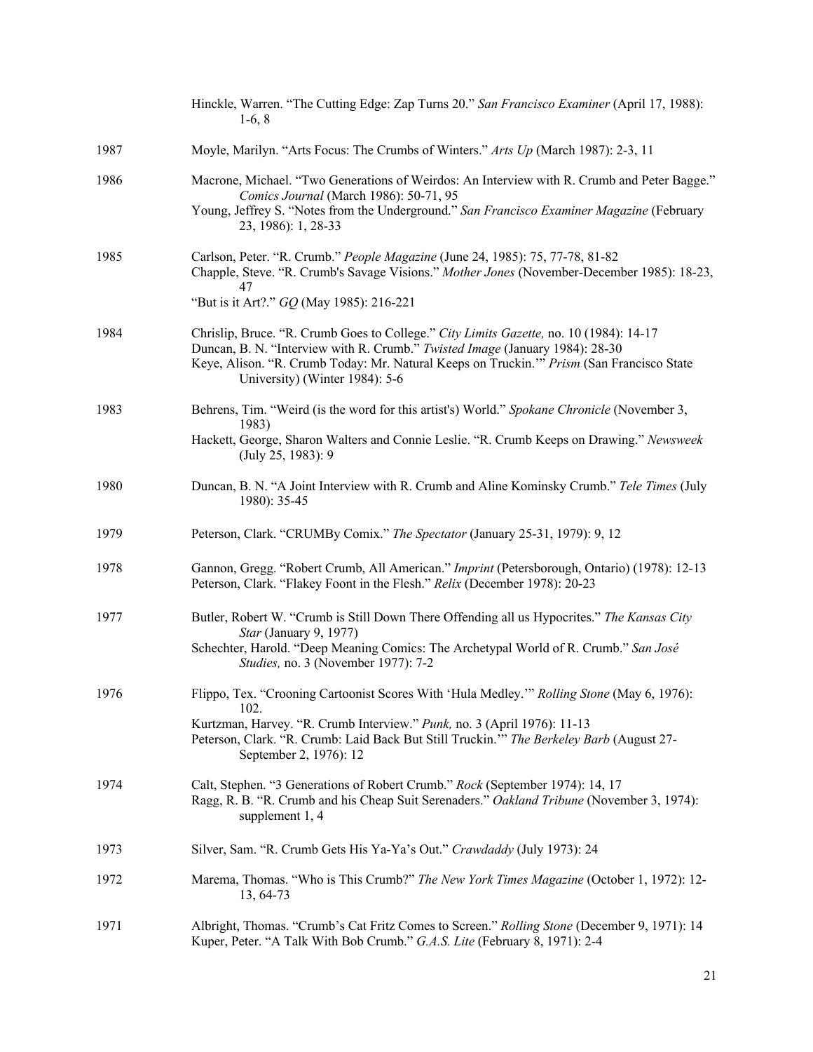Hinckle, Warren. "The Cutting Edge: Zap Turns 20." *San Francisco Examiner* (April 17, 1988): 1-6, 8

**1987**

Moyle, Marilyn. "Arts Focus: The Crumbs of Winters." *Arts Up* (March 1987): 2-3, 11

**1986**

Macrone, Michael. "Two Generations of Weirdos: An Interview with R. Crumb and Peter Bagge." *Comics Journal* (March 1986): 50-71, 95

Young, Jeffrey S. "Notes from the Underground." *San Francisco Examiner Magazine* (February 23, 1986): 1, 28-33

**1985**

Carlson, Peter. "R. Crumb." *People Magazine* (June 24, 1985): 75, 77-78, 81-82

Chapple, Steve. "R. Crumb's Savage Visions." *Mother Jones* (November-December 1985): 18-23, 47

"But is it Art?." *GQ* (May 1985): 216-221

**1984**

Chrislip, Bruce. "R. Crumb Goes to College." *City Limits Gazette,* no. 10 (1984): 14-17

Duncan, B. N. "Interview with R. Crumb." *Twisted Image* (January 1984): 28-30

Keye, Alison. "R. Crumb Today: Mr. Natural Keeps on Truckin.'" *Prism* (San Francisco State University) (Winter 1984): 5-6

**1983**

Behrens, Tim. "Weird (is the word for this artist's) World." *Spokane Chronicle* (November 3, 1983)

Hackett, George, Sharon Walters and Connie Leslie. "R. Crumb Keeps on Drawing." *Newsweek* (July 25, 1983): 9

**1980**

Duncan, B. N. "A Joint Interview with R. Crumb and Aline Kominsky Crumb." *Tele Times* (July 1980): 35-45

**1979**

Peterson, Clark. "CRUMBy Comix." *The Spectator* (January 25-31, 1979): 9, 12

**1978**

Gannon, Gregg. "Robert Crumb, All American." *Imprint* (Petersborough, Ontario) (1978): 12-13

Peterson, Clark. "Flakey Foont in the Flesh." *Relix* (December 1978): 20-23

**1977**

Butler, Robert W. "Crumb is Still Down There Offending all us Hypocrites." *The Kansas City Star* (January 9, 1977)

Schechter, Harold. "Deep Meaning Comics: The Archetypal World of R. Crumb." *San José Studies,* no. 3 (November 1977): 7-2

**1976**

Flippo, Tex. "Crooning Cartoonist Scores With 'Hula Medley.'" *Rolling Stone* (May 6, 1976): 102.

Kurtzman, Harvey. "R. Crumb Interview." *Punk,* no. 3 (April 1976): 11-13

Peterson, Clark. "R. Crumb: Laid Back But Still Truckin.'" *The Berkeley Barb* (August 27-September 2, 1976): 12

**1974**

Calt, Stephen. "3 Generations of Robert Crumb." *Rock* (September 1974): 14, 17

Ragg, R. B. "R. Crumb and his Cheap Suit Serenaders." *Oakland Tribune* (November 3, 1974): supplement 1, 4

**1973**

Silver, Sam. "R. Crumb Gets His Ya-Ya's Out." *Crawdaddy* (July 1973): 24

**1972**

Marema, Thomas. "Who is This Crumb?" *The New York Times Magazine* (October 1, 1972): 12-13, 64-73

**1971**

Albright, Thomas. "Crumb's Cat Fritz Comes to Screen." *Rolling Stone* (December 9, 1971): 14

Kuper, Peter. "A Talk With Bob Crumb." *G.A.S. Lite* (February 8, 1971): 2-4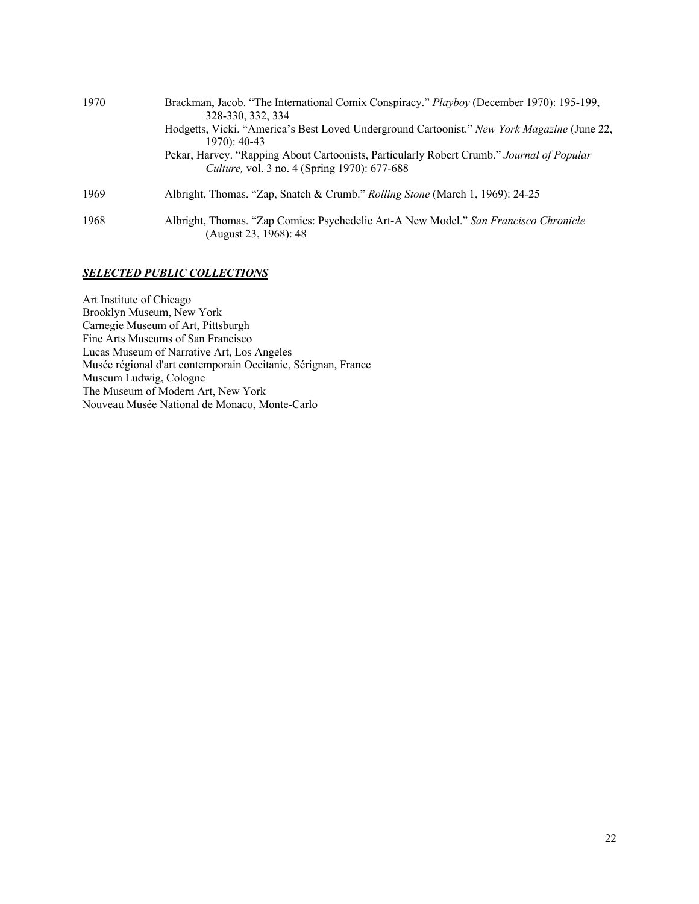1970 Brackman, Jacob. "The International Comix Conspiracy." *Playboy* (December 1970): 195-199, 328-330, 332, 334

Hodgetts, Vicki. "America's Best Loved Underground Cartoonist." *New York Magazine* (June 22, 1970): 40-43

Pekar, Harvey. "Rapping About Cartoonists, Particularly Robert Crumb." *Journal of Popular Culture,* vol. 3 no. 4 (Spring 1970): 677-688

1969 Albright, Thomas. "Zap, Snatch & Crumb." *Rolling Stone* (March 1, 1969): 24-25

1968 Albright, Thomas. "Zap Comics: Psychedelic Art-A New Model." *San Francisco Chronicle* (August 23, 1968): 48

***SELECTED PUBLIC COLLECTIONS***

Art Institute of Chicago
Brooklyn Museum, New York
Carnegie Museum of Art, Pittsburgh
Fine Arts Museums of San Francisco
Lucas Museum of Narrative Art, Los Angeles
Musée régional d'art contemporain Occitanie, Sérignan, France
Museum Ludwig, Cologne
The Museum of Modern Art, New York
Nouveau Musée National de Monaco, Monte-Carlo